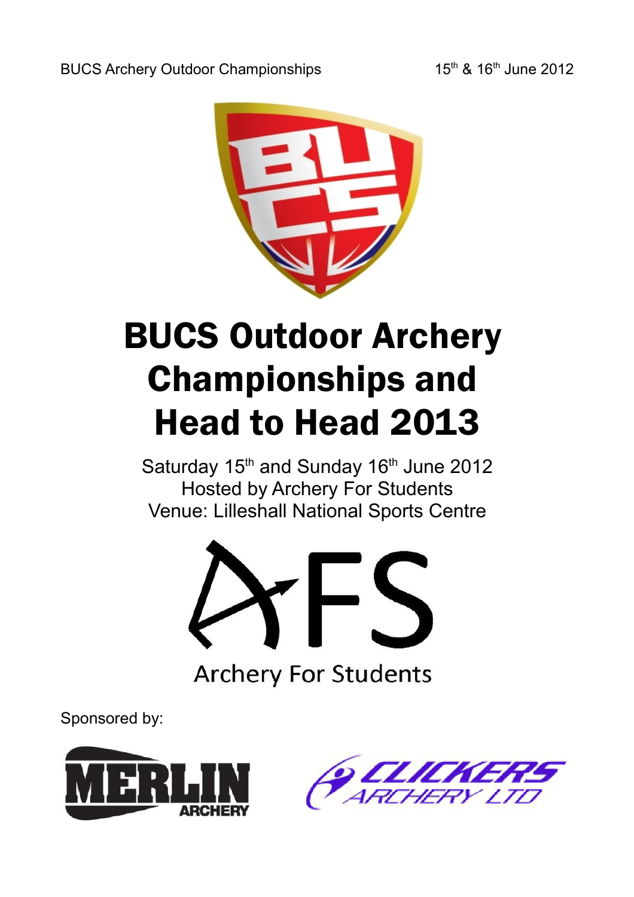# BUCS Outdoor Archery Championships and Head to Head 2013

Saturday 15th and Sunday 16th June 2012
Hosted by Archery For Students
Venue: Lilleshall National Sports Centre

AFS

Archery For Students

Sponsored by:

MERLIN ARCHERY

CLICKERS ARCHERY LTD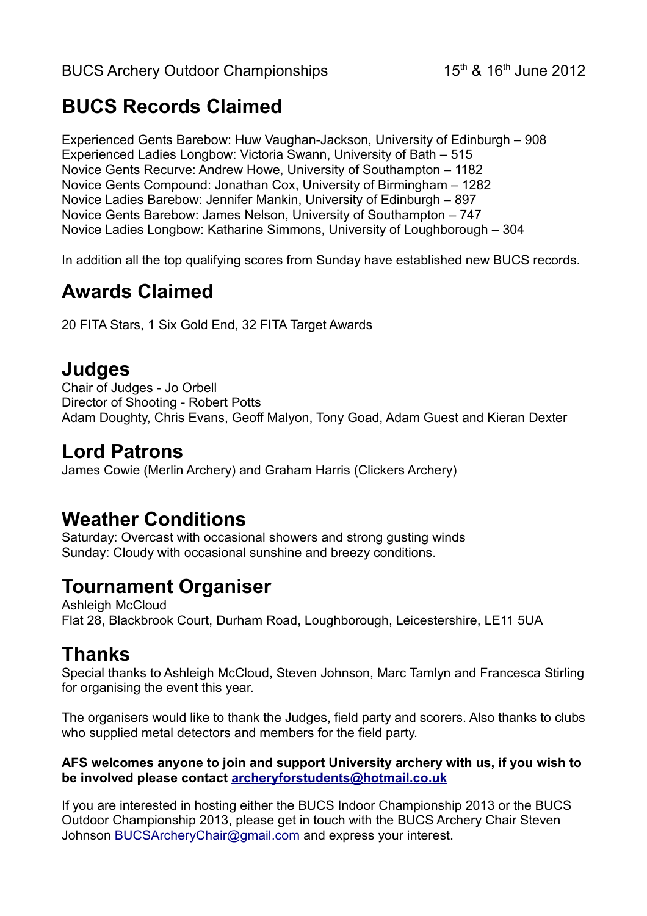BUCS Archery Outdoor Championships 15th & 16th June 2012

## BUCS Records Claimed

Experienced Gents Barebow: Huw Vaughan-Jackson, University of Edinburgh – 908
Experienced Ladies Longbow: Victoria Swann, University of Bath – 515
Novice Gents Recurve: Andrew Howe, University of Southampton – 1182
Novice Gents Compound: Jonathan Cox, University of Birmingham – 1282
Novice Ladies Barebow: Jennifer Mankin, University of Edinburgh – 897
Novice Gents Barebow: James Nelson, University of Southampton – 747
Novice Ladies Longbow: Katharine Simmons, University of Loughborough – 304

In addition all the top qualifying scores from Sunday have established new BUCS records.

## Awards Claimed

20 FITA Stars, 1 Six Gold End, 32 FITA Target Awards

## Judges

Chair of Judges - Jo Orbell
Director of Shooting - Robert Potts
Adam Doughty, Chris Evans, Geoff Malyon, Tony Goad, Adam Guest and Kieran Dexter

## Lord Patrons

James Cowie (Merlin Archery) and Graham Harris (Clickers Archery)

## Weather Conditions

Saturday: Overcast with occasional showers and strong gusting winds
Sunday: Cloudy with occasional sunshine and breezy conditions.

## Tournament Organiser

Ashleigh McCloud
Flat 28, Blackbrook Court, Durham Road, Loughborough, Leicestershire, LE11 5UA

## Thanks

Special thanks to Ashleigh McCloud, Steven Johnson, Marc Tamlyn and Francesca Stirling for organising the event this year.

The organisers would like to thank the Judges, field party and scorers. Also thanks to clubs who supplied metal detectors and members for the field party.

**AFS welcomes anyone to join and support University archery with us, if you wish to be involved please contact [archeryforstudents@hotmail.co.uk](mailto:archeryforstudents@hotmail.co.uk)**

If you are interested in hosting either the BUCS Indoor Championship 2013 or the BUCS Outdoor Championship 2013, please get in touch with the BUCS Archery Chair Steven Johnson [BUCSArcheryChair@gmail.com](mailto:BUCSArcheryChair@gmail.com) and express your interest.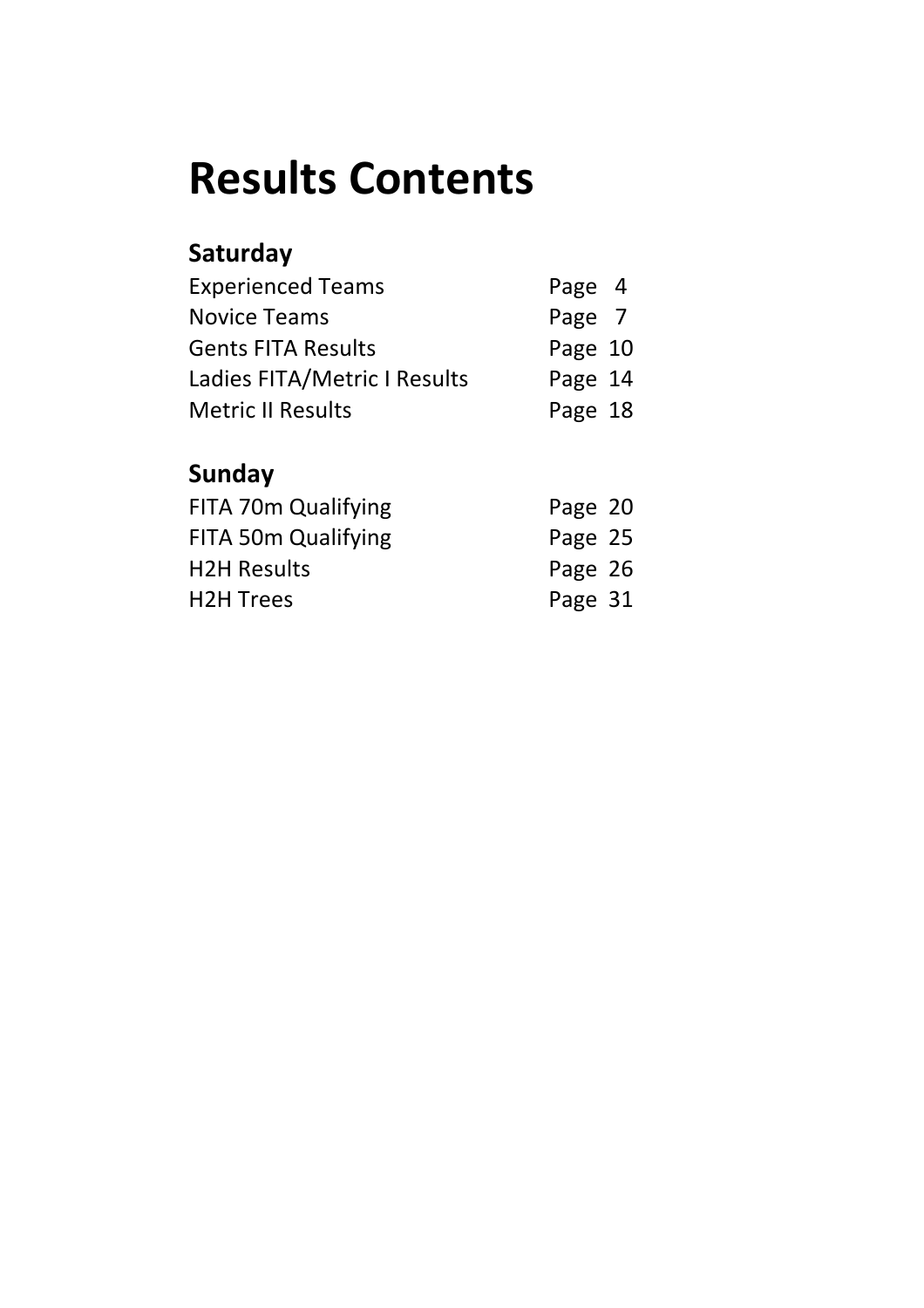# Results Contents

## Saturday

| | |
|---|---|
| Experienced Teams | Page 4 |
| Novice Teams | Page 7 |
| Gents FITA Results | Page 10 |
| Ladies FITA/Metric I Results | Page 14 |
| Metric II Results | Page 18 |

## Sunday

| | |
|---|---|
| FITA 70m Qualifying | Page 20 |
| FITA 50m Qualifying | Page 25 |
| H2H Results | Page 26 |
| H2H Trees | Page 31 |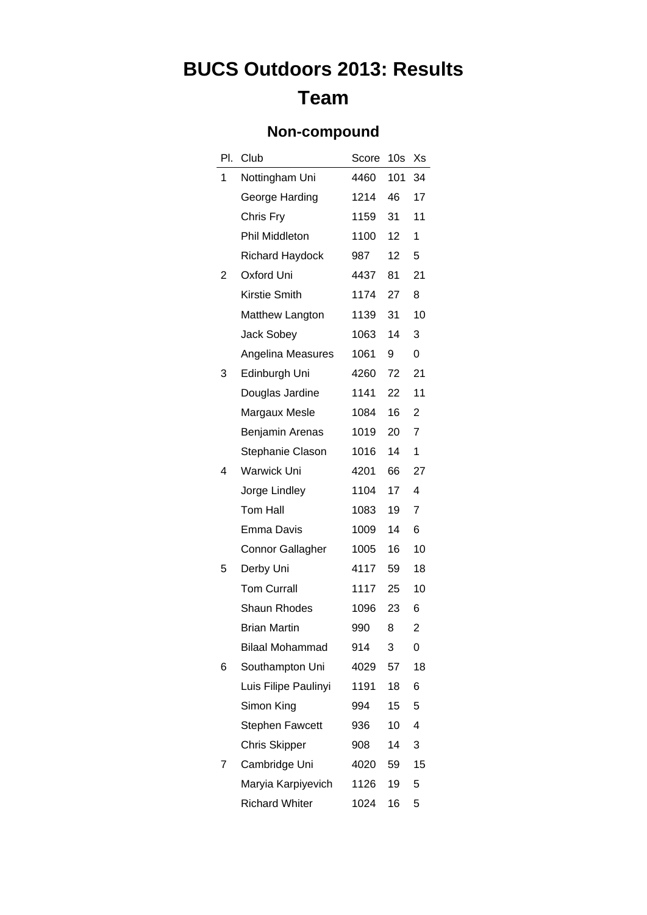# BUCS Outdoors 2013: Results

# Team

## Non-compound

| Pl. | Club | Score | 10s | Xs |
|---|---|---|---|---|
| 1 | Nottingham Uni | 4460 | 101 | 34 |
| | George Harding | 1214 | 46 | 17 |
| | Chris Fry | 1159 | 31 | 11 |
| | Phil Middleton | 1100 | 12 | 1 |
| | Richard Haydock | 987 | 12 | 5 |
| 2 | Oxford Uni | 4437 | 81 | 21 |
| | Kirstie Smith | 1174 | 27 | 8 |
| | Matthew Langton | 1139 | 31 | 10 |
| | Jack Sobey | 1063 | 14 | 3 |
| | Angelina Measures | 1061 | 9 | 0 |
| 3 | Edinburgh Uni | 4260 | 72 | 21 |
| | Douglas Jardine | 1141 | 22 | 11 |
| | Margaux Mesle | 1084 | 16 | 2 |
| | Benjamin Arenas | 1019 | 20 | 7 |
| | Stephanie Clason | 1016 | 14 | 1 |
| 4 | Warwick Uni | 4201 | 66 | 27 |
| | Jorge Lindley | 1104 | 17 | 4 |
| | Tom Hall | 1083 | 19 | 7 |
| | Emma Davis | 1009 | 14 | 6 |
| | Connor Gallagher | 1005 | 16 | 10 |
| 5 | Derby Uni | 4117 | 59 | 18 |
| | Tom Currall | 1117 | 25 | 10 |
| | Shaun Rhodes | 1096 | 23 | 6 |
| | Brian Martin | 990 | 8 | 2 |
| | Bilaal Mohammad | 914 | 3 | 0 |
| 6 | Southampton Uni | 4029 | 57 | 18 |
| | Luis Filipe Paulinyi | 1191 | 18 | 6 |
| | Simon King | 994 | 15 | 5 |
| | Stephen Fawcett | 936 | 10 | 4 |
| | Chris Skipper | 908 | 14 | 3 |
| 7 | Cambridge Uni | 4020 | 59 | 15 |
| | Maryia Karpiyevich | 1126 | 19 | 5 |
| | Richard Whiter | 1024 | 16 | 5 |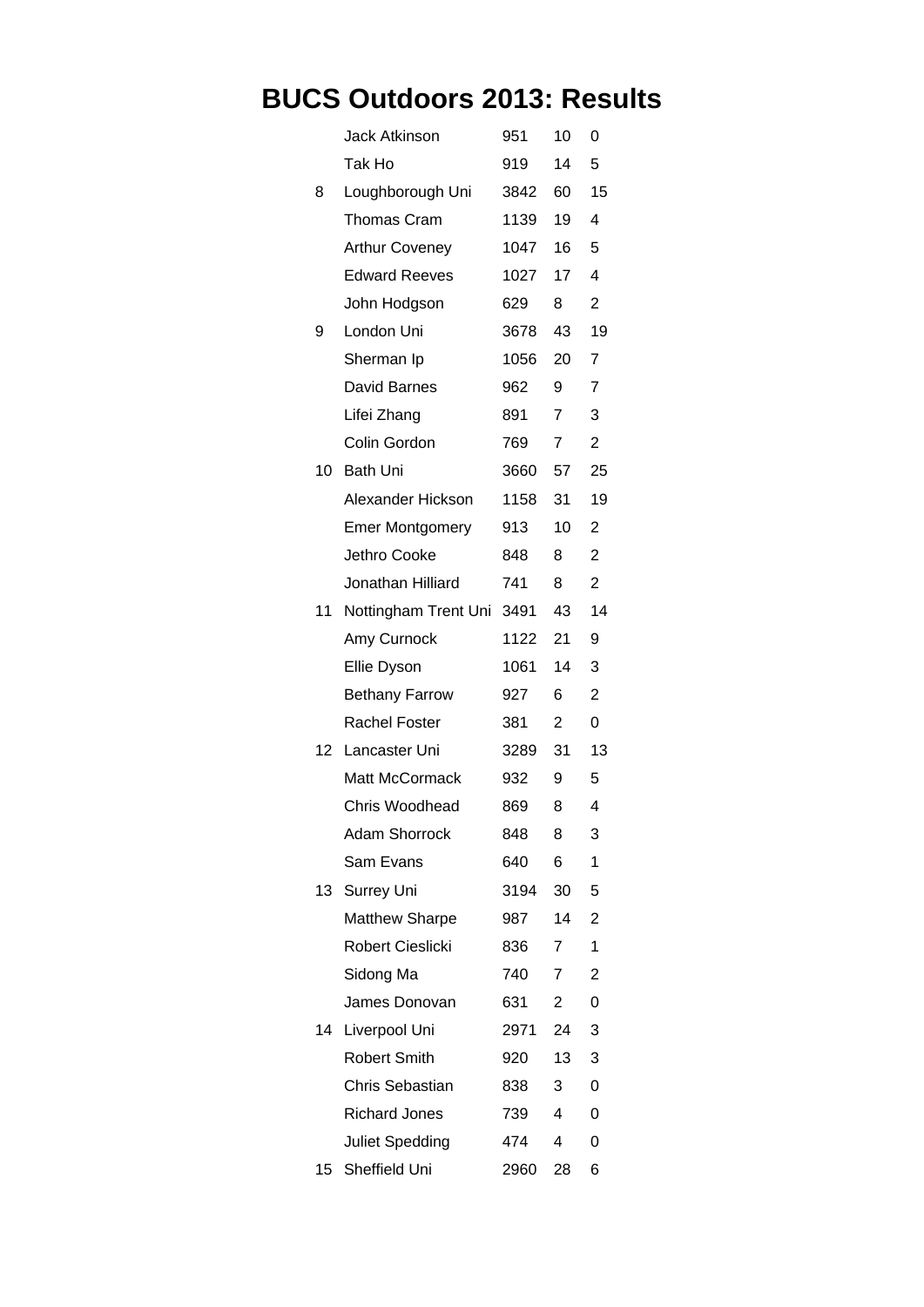# BUCS Outdoors 2013: Results

| | | | | |
|---|---|---|---|---|
| | Jack Atkinson | 951 | 10 | 0 |
| | Tak Ho | 919 | 14 | 5 |
| 8 | Loughborough Uni | 3842 | 60 | 15 |
| | Thomas Cram | 1139 | 19 | 4 |
| | Arthur Coveney | 1047 | 16 | 5 |
| | Edward Reeves | 1027 | 17 | 4 |
| | John Hodgson | 629 | 8 | 2 |
| 9 | London Uni | 3678 | 43 | 19 |
| | Sherman Ip | 1056 | 20 | 7 |
| | David Barnes | 962 | 9 | 7 |
| | Lifei Zhang | 891 | 7 | 3 |
| | Colin Gordon | 769 | 7 | 2 |
| 10 | Bath Uni | 3660 | 57 | 25 |
| | Alexander Hickson | 1158 | 31 | 19 |
| | Emer Montgomery | 913 | 10 | 2 |
| | Jethro Cooke | 848 | 8 | 2 |
| | Jonathan Hilliard | 741 | 8 | 2 |
| 11 | Nottingham Trent Uni | 3491 | 43 | 14 |
| | Amy Curnock | 1122 | 21 | 9 |
| | Ellie Dyson | 1061 | 14 | 3 |
| | Bethany Farrow | 927 | 6 | 2 |
| | Rachel Foster | 381 | 2 | 0 |
| 12 | Lancaster Uni | 3289 | 31 | 13 |
| | Matt McCormack | 932 | 9 | 5 |
| | Chris Woodhead | 869 | 8 | 4 |
| | Adam Shorrock | 848 | 8 | 3 |
| | Sam Evans | 640 | 6 | 1 |
| 13 | Surrey Uni | 3194 | 30 | 5 |
| | Matthew Sharpe | 987 | 14 | 2 |
| | Robert Cieslicki | 836 | 7 | 1 |
| | Sidong Ma | 740 | 7 | 2 |
| | James Donovan | 631 | 2 | 0 |
| 14 | Liverpool Uni | 2971 | 24 | 3 |
| | Robert Smith | 920 | 13 | 3 |
| | Chris Sebastian | 838 | 3 | 0 |
| | Richard Jones | 739 | 4 | 0 |
| | Juliet Spedding | 474 | 4 | 0 |
| 15 | Sheffield Uni | 2960 | 28 | 6 |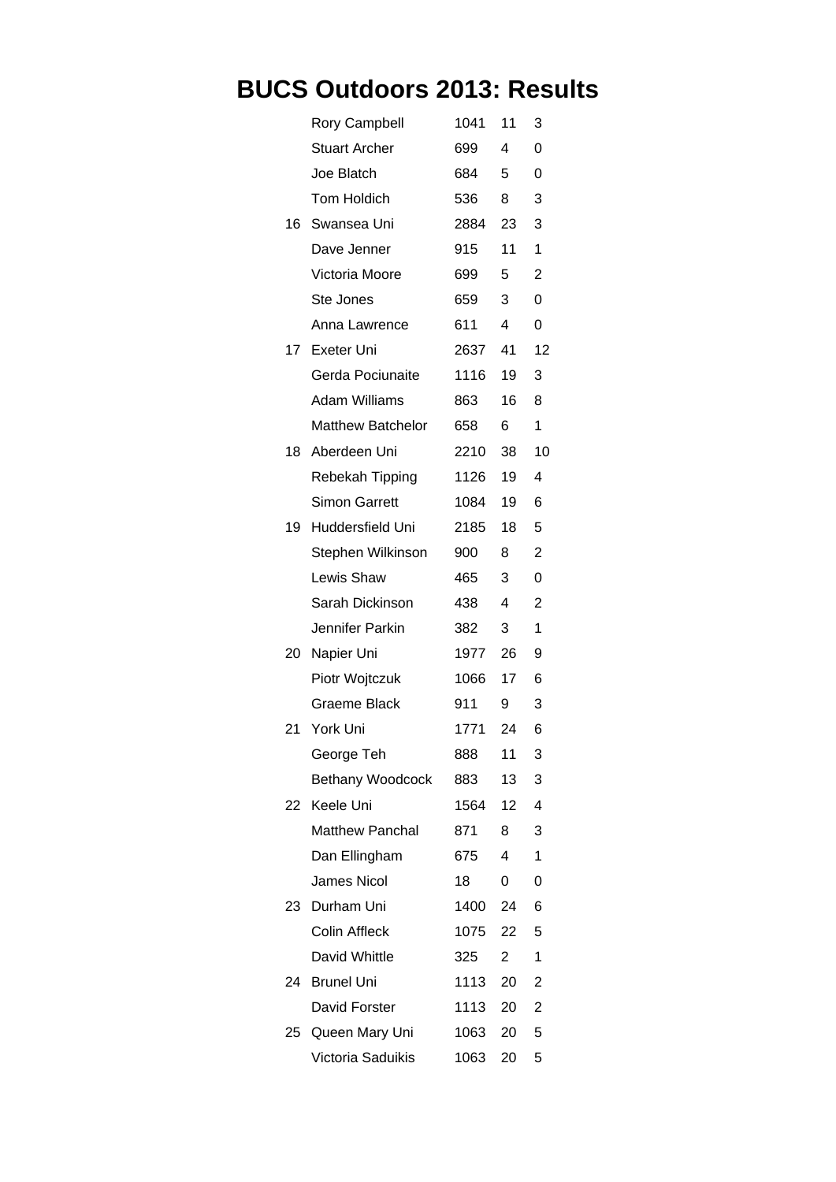# BUCS Outdoors 2013: Results

| | | | | |
|---|---|---|---|---|
| | Rory Campbell | 1041 | 11 | 3 |
| | Stuart Archer | 699 | 4 | 0 |
| | Joe Blatch | 684 | 5 | 0 |
| | Tom Holdich | 536 | 8 | 3 |
| 16 | Swansea Uni | 2884 | 23 | 3 |
| | Dave Jenner | 915 | 11 | 1 |
| | Victoria Moore | 699 | 5 | 2 |
| | Ste Jones | 659 | 3 | 0 |
| | Anna Lawrence | 611 | 4 | 0 |
| 17 | Exeter Uni | 2637 | 41 | 12 |
| | Gerda Pociunaite | 1116 | 19 | 3 |
| | Adam Williams | 863 | 16 | 8 |
| | Matthew Batchelor | 658 | 6 | 1 |
| 18 | Aberdeen Uni | 2210 | 38 | 10 |
| | Rebekah Tipping | 1126 | 19 | 4 |
| | Simon Garrett | 1084 | 19 | 6 |
| 19 | Huddersfield Uni | 2185 | 18 | 5 |
| | Stephen Wilkinson | 900 | 8 | 2 |
| | Lewis Shaw | 465 | 3 | 0 |
| | Sarah Dickinson | 438 | 4 | 2 |
| | Jennifer Parkin | 382 | 3 | 1 |
| 20 | Napier Uni | 1977 | 26 | 9 |
| | Piotr Wojtczuk | 1066 | 17 | 6 |
| | Graeme Black | 911 | 9 | 3 |
| 21 | York Uni | 1771 | 24 | 6 |
| | George Teh | 888 | 11 | 3 |
| | Bethany Woodcock | 883 | 13 | 3 |
| 22 | Keele Uni | 1564 | 12 | 4 |
| | Matthew Panchal | 871 | 8 | 3 |
| | Dan Ellingham | 675 | 4 | 1 |
| | James Nicol | 18 | 0 | 0 |
| 23 | Durham Uni | 1400 | 24 | 6 |
| | Colin Affleck | 1075 | 22 | 5 |
| | David Whittle | 325 | 2 | 1 |
| 24 | Brunel Uni | 1113 | 20 | 2 |
| | David Forster | 1113 | 20 | 2 |
| 25 | Queen Mary Uni | 1063 | 20 | 5 |
| | Victoria Saduikis | 1063 | 20 | 5 |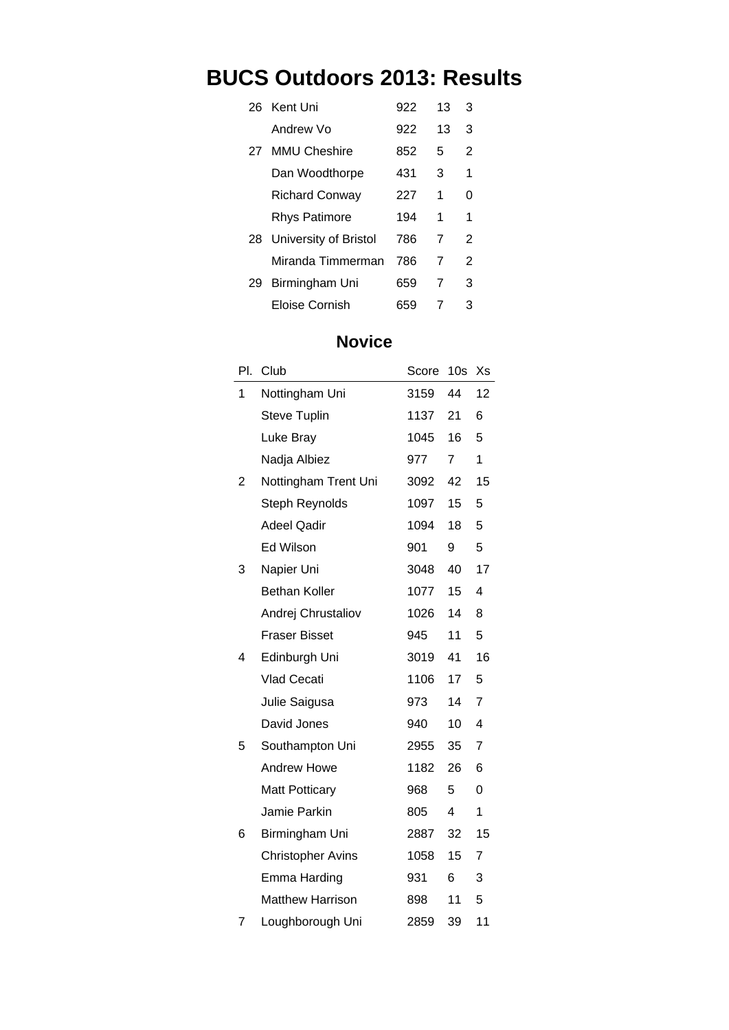# BUCS Outdoors 2013: Results

| | | | | |
|---|---|---|---|---|
| 26 | Kent Uni | 922 | 13 | 3 |
| | Andrew Vo | 922 | 13 | 3 |
| 27 | MMU Cheshire | 852 | 5 | 2 |
| | Dan Woodthorpe | 431 | 3 | 1 |
| | Richard Conway | 227 | 1 | 0 |
| | Rhys Patimore | 194 | 1 | 1 |
| 28 | University of Bristol | 786 | 7 | 2 |
| | Miranda Timmerman | 786 | 7 | 2 |
| 29 | Birmingham Uni | 659 | 7 | 3 |
| | Eloise Cornish | 659 | 7 | 3 |

## Novice

| Pl. | Club | Score | 10s | Xs |
|---|---|---|---|---|
| 1 | Nottingham Uni | 3159 | 44 | 12 |
| | Steve Tuplin | 1137 | 21 | 6 |
| | Luke Bray | 1045 | 16 | 5 |
| | Nadja Albiez | 977 | 7 | 1 |
| 2 | Nottingham Trent Uni | 3092 | 42 | 15 |
| | Steph Reynolds | 1097 | 15 | 5 |
| | Adeel Qadir | 1094 | 18 | 5 |
| | Ed Wilson | 901 | 9 | 5 |
| 3 | Napier Uni | 3048 | 40 | 17 |
| | Bethan Koller | 1077 | 15 | 4 |
| | Andrej Chrustaliov | 1026 | 14 | 8 |
| | Fraser Bisset | 945 | 11 | 5 |
| 4 | Edinburgh Uni | 3019 | 41 | 16 |
| | Vlad Cecati | 1106 | 17 | 5 |
| | Julie Saigusa | 973 | 14 | 7 |
| | David Jones | 940 | 10 | 4 |
| 5 | Southampton Uni | 2955 | 35 | 7 |
| | Andrew Howe | 1182 | 26 | 6 |
| | Matt Potticary | 968 | 5 | 0 |
| | Jamie Parkin | 805 | 4 | 1 |
| 6 | Birmingham Uni | 2887 | 32 | 15 |
| | Christopher Avins | 1058 | 15 | 7 |
| | Emma Harding | 931 | 6 | 3 |
| | Matthew Harrison | 898 | 11 | 5 |
| 7 | Loughborough Uni | 2859 | 39 | 11 |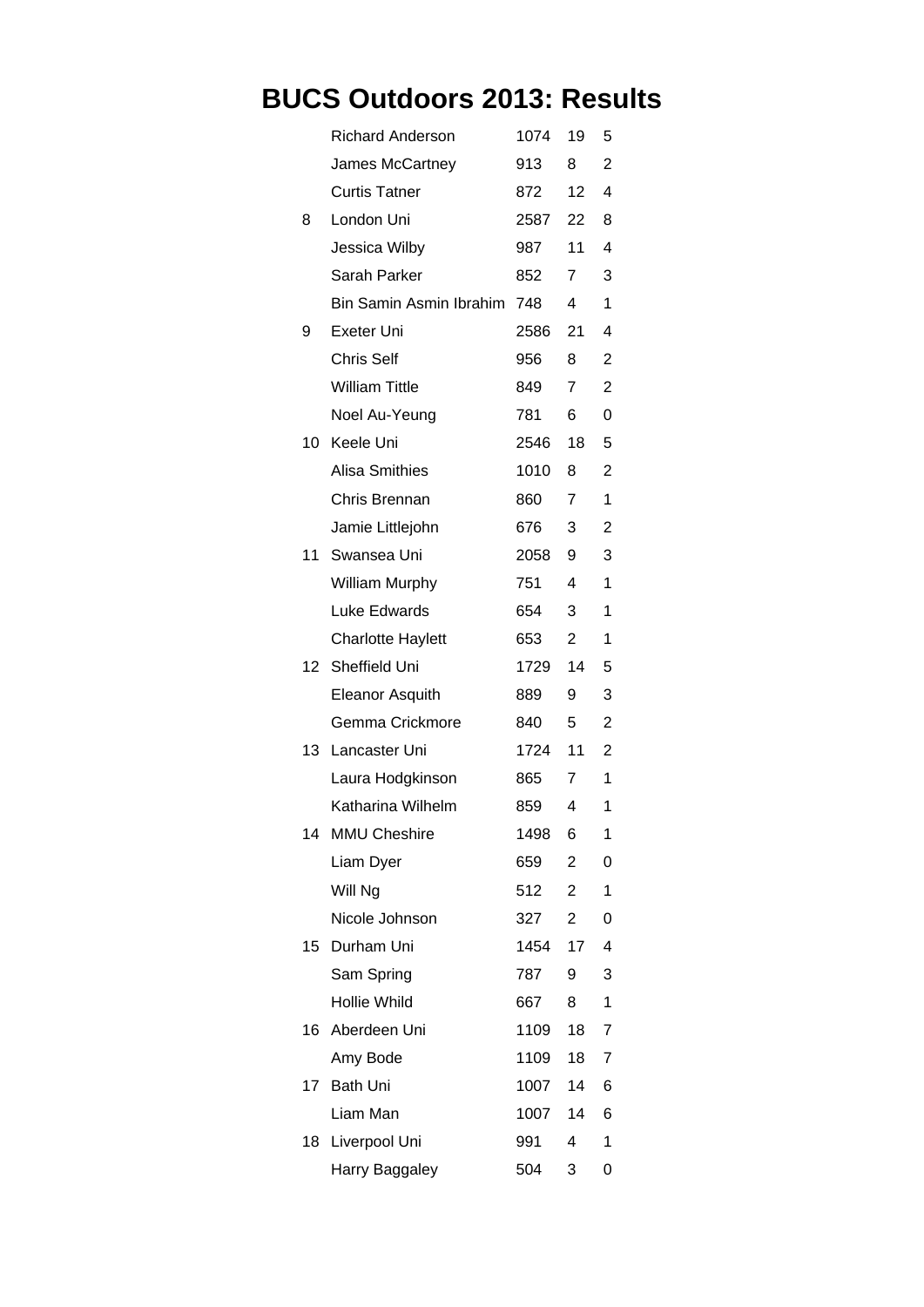# BUCS Outdoors 2013: Results

| | | | | |
|---|---|---|---|---|
| | Richard Anderson | 1074 | 19 | 5 |
| | James McCartney | 913 | 8 | 2 |
| | Curtis Tatner | 872 | 12 | 4 |
| 8 | London Uni | 2587 | 22 | 8 |
| | Jessica Wilby | 987 | 11 | 4 |
| | Sarah Parker | 852 | 7 | 3 |
| | Bin Samin Asmin Ibrahim | 748 | 4 | 1 |
| 9 | Exeter Uni | 2586 | 21 | 4 |
| | Chris Self | 956 | 8 | 2 |
| | William Tittle | 849 | 7 | 2 |
| | Noel Au-Yeung | 781 | 6 | 0 |
| 10 | Keele Uni | 2546 | 18 | 5 |
| | Alisa Smithies | 1010 | 8 | 2 |
| | Chris Brennan | 860 | 7 | 1 |
| | Jamie Littlejohn | 676 | 3 | 2 |
| 11 | Swansea Uni | 2058 | 9 | 3 |
| | William Murphy | 751 | 4 | 1 |
| | Luke Edwards | 654 | 3 | 1 |
| | Charlotte Haylett | 653 | 2 | 1 |
| 12 | Sheffield Uni | 1729 | 14 | 5 |
| | Eleanor Asquith | 889 | 9 | 3 |
| | Gemma Crickmore | 840 | 5 | 2 |
| 13 | Lancaster Uni | 1724 | 11 | 2 |
| | Laura Hodgkinson | 865 | 7 | 1 |
| | Katharina Wilhelm | 859 | 4 | 1 |
| 14 | MMU Cheshire | 1498 | 6 | 1 |
| | Liam Dyer | 659 | 2 | 0 |
| | Will Ng | 512 | 2 | 1 |
| | Nicole Johnson | 327 | 2 | 0 |
| 15 | Durham Uni | 1454 | 17 | 4 |
| | Sam Spring | 787 | 9 | 3 |
| | Hollie Whild | 667 | 8 | 1 |
| 16 | Aberdeen Uni | 1109 | 18 | 7 |
| | Amy Bode | 1109 | 18 | 7 |
| 17 | Bath Uni | 1007 | 14 | 6 |
| | Liam Man | 1007 | 14 | 6 |
| 18 | Liverpool Uni | 991 | 4 | 1 |
| | Harry Baggaley | 504 | 3 | 0 |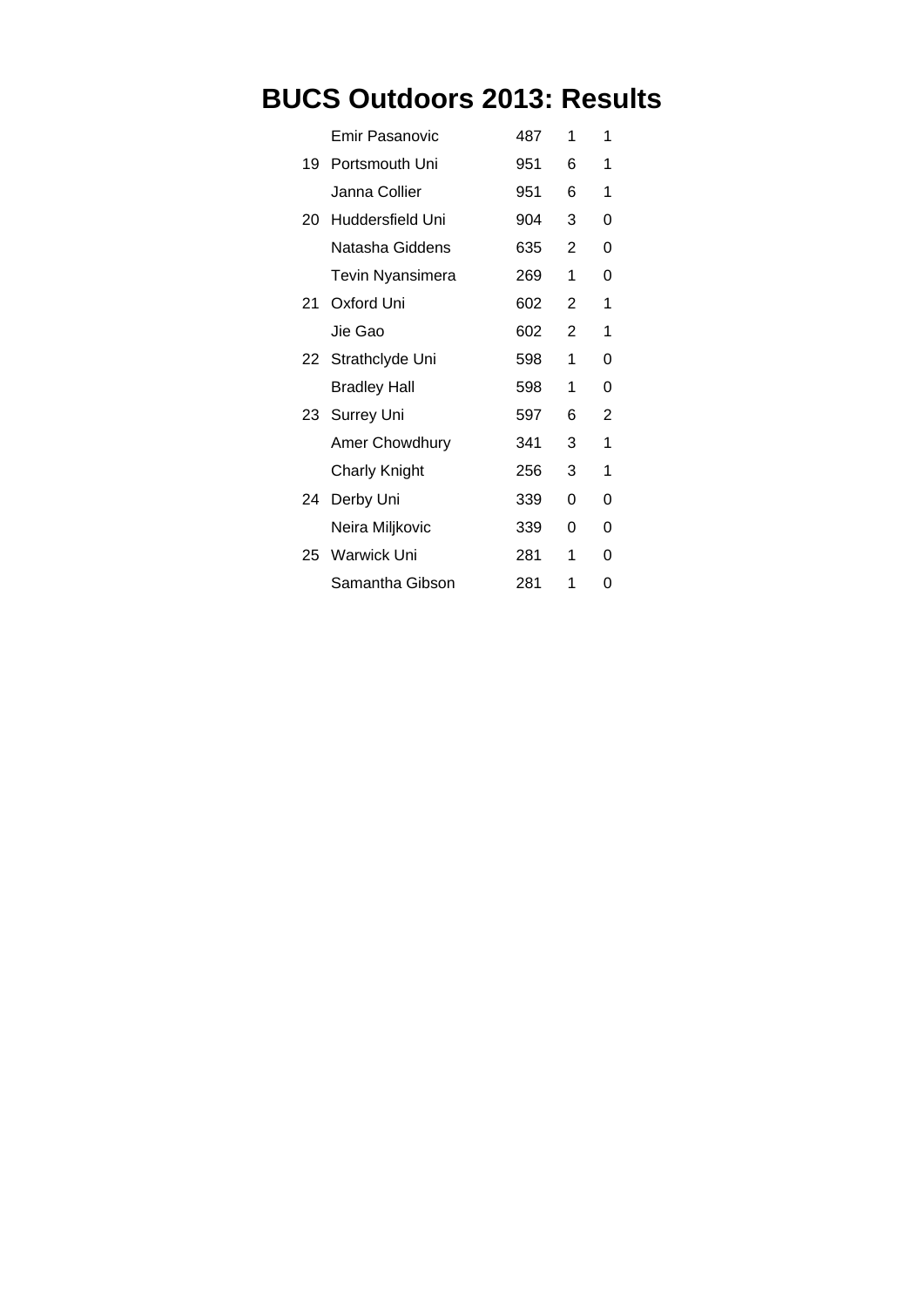# BUCS Outdoors 2013: Results

| | | | | |
|---|---|---|---|---|
| | Emir Pasanovic | 487 | 1 | 1 |
| 19 | Portsmouth Uni | 951 | 6 | 1 |
| | Janna Collier | 951 | 6 | 1 |
| 20 | Huddersfield Uni | 904 | 3 | 0 |
| | Natasha Giddens | 635 | 2 | 0 |
| | Tevin Nyansimera | 269 | 1 | 0 |
| 21 | Oxford Uni | 602 | 2 | 1 |
| | Jie Gao | 602 | 2 | 1 |
| 22 | Strathclyde Uni | 598 | 1 | 0 |
| | Bradley Hall | 598 | 1 | 0 |
| 23 | Surrey Uni | 597 | 6 | 2 |
| | Amer Chowdhury | 341 | 3 | 1 |
| | Charly Knight | 256 | 3 | 1 |
| 24 | Derby Uni | 339 | 0 | 0 |
| | Neira Miljkovic | 339 | 0 | 0 |
| 25 | Warwick Uni | 281 | 1 | 0 |
| | Samantha Gibson | 281 | 1 | 0 |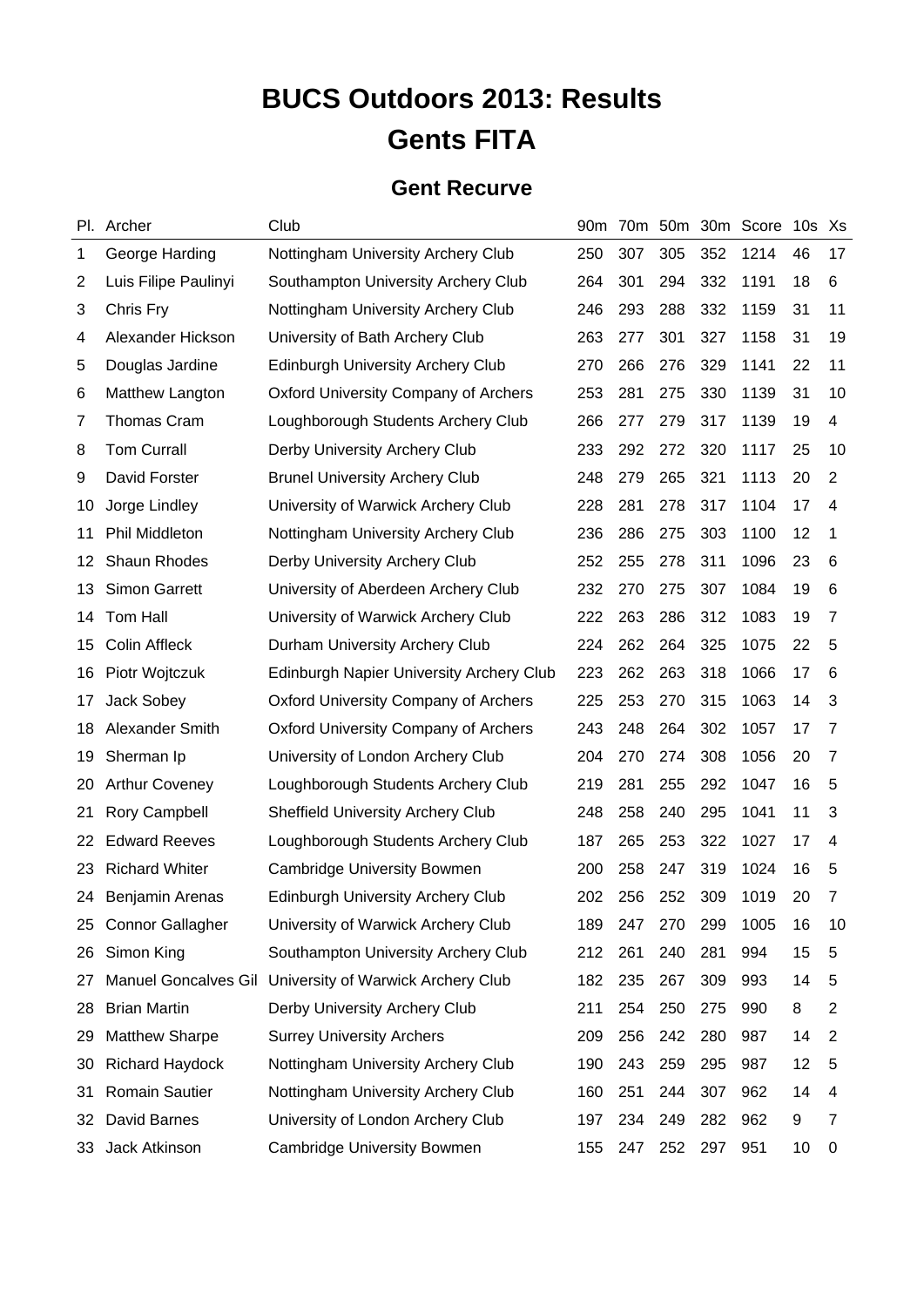# BUCS Outdoors 2013: Results
# Gents FITA

## Gent Recurve

| Pl. | Archer | Club | 90m | 70m | 50m | 30m | Score | 10s | Xs |
|---|---|---|---|---|---|---|---|---|---|
| 1 | George Harding | Nottingham University Archery Club | 250 | 307 | 305 | 352 | 1214 | 46 | 17 |
| 2 | Luis Filipe Paulinyi | Southampton University Archery Club | 264 | 301 | 294 | 332 | 1191 | 18 | 6 |
| 3 | Chris Fry | Nottingham University Archery Club | 246 | 293 | 288 | 332 | 1159 | 31 | 11 |
| 4 | Alexander Hickson | University of Bath Archery Club | 263 | 277 | 301 | 327 | 1158 | 31 | 19 |
| 5 | Douglas Jardine | Edinburgh University Archery Club | 270 | 266 | 276 | 329 | 1141 | 22 | 11 |
| 6 | Matthew Langton | Oxford University Company of Archers | 253 | 281 | 275 | 330 | 1139 | 31 | 10 |
| 7 | Thomas Cram | Loughborough Students Archery Club | 266 | 277 | 279 | 317 | 1139 | 19 | 4 |
| 8 | Tom Currall | Derby University Archery Club | 233 | 292 | 272 | 320 | 1117 | 25 | 10 |
| 9 | David Forster | Brunel University Archery Club | 248 | 279 | 265 | 321 | 1113 | 20 | 2 |
| 10 | Jorge Lindley | University of Warwick Archery Club | 228 | 281 | 278 | 317 | 1104 | 17 | 4 |
| 11 | Phil Middleton | Nottingham University Archery Club | 236 | 286 | 275 | 303 | 1100 | 12 | 1 |
| 12 | Shaun Rhodes | Derby University Archery Club | 252 | 255 | 278 | 311 | 1096 | 23 | 6 |
| 13 | Simon Garrett | University of Aberdeen Archery Club | 232 | 270 | 275 | 307 | 1084 | 19 | 6 |
| 14 | Tom Hall | University of Warwick Archery Club | 222 | 263 | 286 | 312 | 1083 | 19 | 7 |
| 15 | Colin Affleck | Durham University Archery Club | 224 | 262 | 264 | 325 | 1075 | 22 | 5 |
| 16 | Piotr Wojtczuk | Edinburgh Napier University Archery Club | 223 | 262 | 263 | 318 | 1066 | 17 | 6 |
| 17 | Jack Sobey | Oxford University Company of Archers | 225 | 253 | 270 | 315 | 1063 | 14 | 3 |
| 18 | Alexander Smith | Oxford University Company of Archers | 243 | 248 | 264 | 302 | 1057 | 17 | 7 |
| 19 | Sherman Ip | University of London Archery Club | 204 | 270 | 274 | 308 | 1056 | 20 | 7 |
| 20 | Arthur Coveney | Loughborough Students Archery Club | 219 | 281 | 255 | 292 | 1047 | 16 | 5 |
| 21 | Rory Campbell | Sheffield University Archery Club | 248 | 258 | 240 | 295 | 1041 | 11 | 3 |
| 22 | Edward Reeves | Loughborough Students Archery Club | 187 | 265 | 253 | 322 | 1027 | 17 | 4 |
| 23 | Richard Whiter | Cambridge University Bowmen | 200 | 258 | 247 | 319 | 1024 | 16 | 5 |
| 24 | Benjamin Arenas | Edinburgh University Archery Club | 202 | 256 | 252 | 309 | 1019 | 20 | 7 |
| 25 | Connor Gallagher | University of Warwick Archery Club | 189 | 247 | 270 | 299 | 1005 | 16 | 10 |
| 26 | Simon King | Southampton University Archery Club | 212 | 261 | 240 | 281 | 994 | 15 | 5 |
| 27 | Manuel Goncalves Gil | University of Warwick Archery Club | 182 | 235 | 267 | 309 | 993 | 14 | 5 |
| 28 | Brian Martin | Derby University Archery Club | 211 | 254 | 250 | 275 | 990 | 8 | 2 |
| 29 | Matthew Sharpe | Surrey University Archers | 209 | 256 | 242 | 280 | 987 | 14 | 2 |
| 30 | Richard Haydock | Nottingham University Archery Club | 190 | 243 | 259 | 295 | 987 | 12 | 5 |
| 31 | Romain Sautier | Nottingham University Archery Club | 160 | 251 | 244 | 307 | 962 | 14 | 4 |
| 32 | David Barnes | University of London Archery Club | 197 | 234 | 249 | 282 | 962 | 9 | 7 |
| 33 | Jack Atkinson | Cambridge University Bowmen | 155 | 247 | 252 | 297 | 951 | 10 | 0 |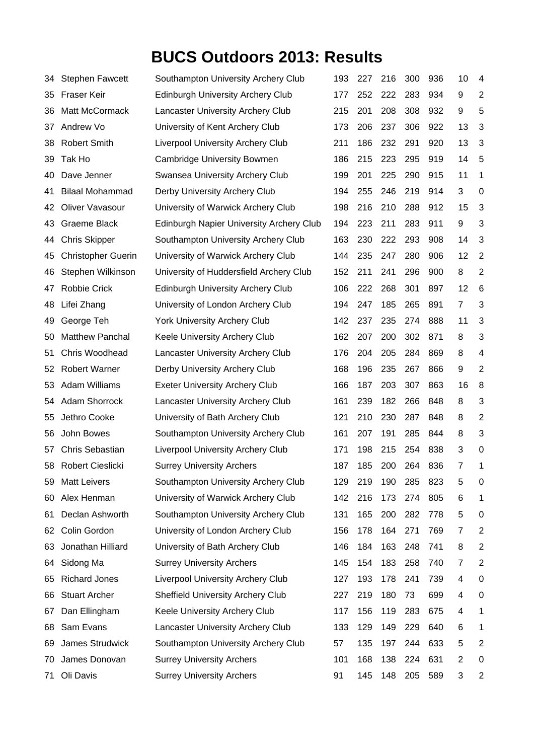# BUCS Outdoors 2013: Results

| | | | | | | | | | |
|---|---|---|---|---|---|---|---|---|---|
| 34 | Stephen Fawcett | Southampton University Archery Club | 193 | 227 | 216 | 300 | 936 | 10 | 4 |
| 35 | Fraser Keir | Edinburgh University Archery Club | 177 | 252 | 222 | 283 | 934 | 9 | 2 |
| 36 | Matt McCormack | Lancaster University Archery Club | 215 | 201 | 208 | 308 | 932 | 9 | 5 |
| 37 | Andrew Vo | University of Kent Archery Club | 173 | 206 | 237 | 306 | 922 | 13 | 3 |
| 38 | Robert Smith | Liverpool University Archery Club | 211 | 186 | 232 | 291 | 920 | 13 | 3 |
| 39 | Tak Ho | Cambridge University Bowmen | 186 | 215 | 223 | 295 | 919 | 14 | 5 |
| 40 | Dave Jenner | Swansea University Archery Club | 199 | 201 | 225 | 290 | 915 | 11 | 1 |
| 41 | Bilaal Mohammad | Derby University Archery Club | 194 | 255 | 246 | 219 | 914 | 3 | 0 |
| 42 | Oliver Vavasour | University of Warwick Archery Club | 198 | 216 | 210 | 288 | 912 | 15 | 3 |
| 43 | Graeme Black | Edinburgh Napier University Archery Club | 194 | 223 | 211 | 283 | 911 | 9 | 3 |
| 44 | Chris Skipper | Southampton University Archery Club | 163 | 230 | 222 | 293 | 908 | 14 | 3 |
| 45 | Christopher Guerin | University of Warwick Archery Club | 144 | 235 | 247 | 280 | 906 | 12 | 2 |
| 46 | Stephen Wilkinson | University of Huddersfield Archery Club | 152 | 211 | 241 | 296 | 900 | 8 | 2 |
| 47 | Robbie Crick | Edinburgh University Archery Club | 106 | 222 | 268 | 301 | 897 | 12 | 6 |
| 48 | Lifei Zhang | University of London Archery Club | 194 | 247 | 185 | 265 | 891 | 7 | 3 |
| 49 | George Teh | York University Archery Club | 142 | 237 | 235 | 274 | 888 | 11 | 3 |
| 50 | Matthew Panchal | Keele University Archery Club | 162 | 207 | 200 | 302 | 871 | 8 | 3 |
| 51 | Chris Woodhead | Lancaster University Archery Club | 176 | 204 | 205 | 284 | 869 | 8 | 4 |
| 52 | Robert Warner | Derby University Archery Club | 168 | 196 | 235 | 267 | 866 | 9 | 2 |
| 53 | Adam Williams | Exeter University Archery Club | 166 | 187 | 203 | 307 | 863 | 16 | 8 |
| 54 | Adam Shorrock | Lancaster University Archery Club | 161 | 239 | 182 | 266 | 848 | 8 | 3 |
| 55 | Jethro Cooke | University of Bath Archery Club | 121 | 210 | 230 | 287 | 848 | 8 | 2 |
| 56 | John Bowes | Southampton University Archery Club | 161 | 207 | 191 | 285 | 844 | 8 | 3 |
| 57 | Chris Sebastian | Liverpool University Archery Club | 171 | 198 | 215 | 254 | 838 | 3 | 0 |
| 58 | Robert Cieslicki | Surrey University Archers | 187 | 185 | 200 | 264 | 836 | 7 | 1 |
| 59 | Matt Leivers | Southampton University Archery Club | 129 | 219 | 190 | 285 | 823 | 5 | 0 |
| 60 | Alex Henman | University of Warwick Archery Club | 142 | 216 | 173 | 274 | 805 | 6 | 1 |
| 61 | Declan Ashworth | Southampton University Archery Club | 131 | 165 | 200 | 282 | 778 | 5 | 0 |
| 62 | Colin Gordon | University of London Archery Club | 156 | 178 | 164 | 271 | 769 | 7 | 2 |
| 63 | Jonathan Hilliard | University of Bath Archery Club | 146 | 184 | 163 | 248 | 741 | 8 | 2 |
| 64 | Sidong Ma | Surrey University Archers | 145 | 154 | 183 | 258 | 740 | 7 | 2 |
| 65 | Richard Jones | Liverpool University Archery Club | 127 | 193 | 178 | 241 | 739 | 4 | 0 |
| 66 | Stuart Archer | Sheffield University Archery Club | 227 | 219 | 180 | 73 | 699 | 4 | 0 |
| 67 | Dan Ellingham | Keele University Archery Club | 117 | 156 | 119 | 283 | 675 | 4 | 1 |
| 68 | Sam Evans | Lancaster University Archery Club | 133 | 129 | 149 | 229 | 640 | 6 | 1 |
| 69 | James Strudwick | Southampton University Archery Club | 57 | 135 | 197 | 244 | 633 | 5 | 2 |
| 70 | James Donovan | Surrey University Archers | 101 | 168 | 138 | 224 | 631 | 2 | 0 |
| 71 | Oli Davis | Surrey University Archers | 91 | 145 | 148 | 205 | 589 | 3 | 2 |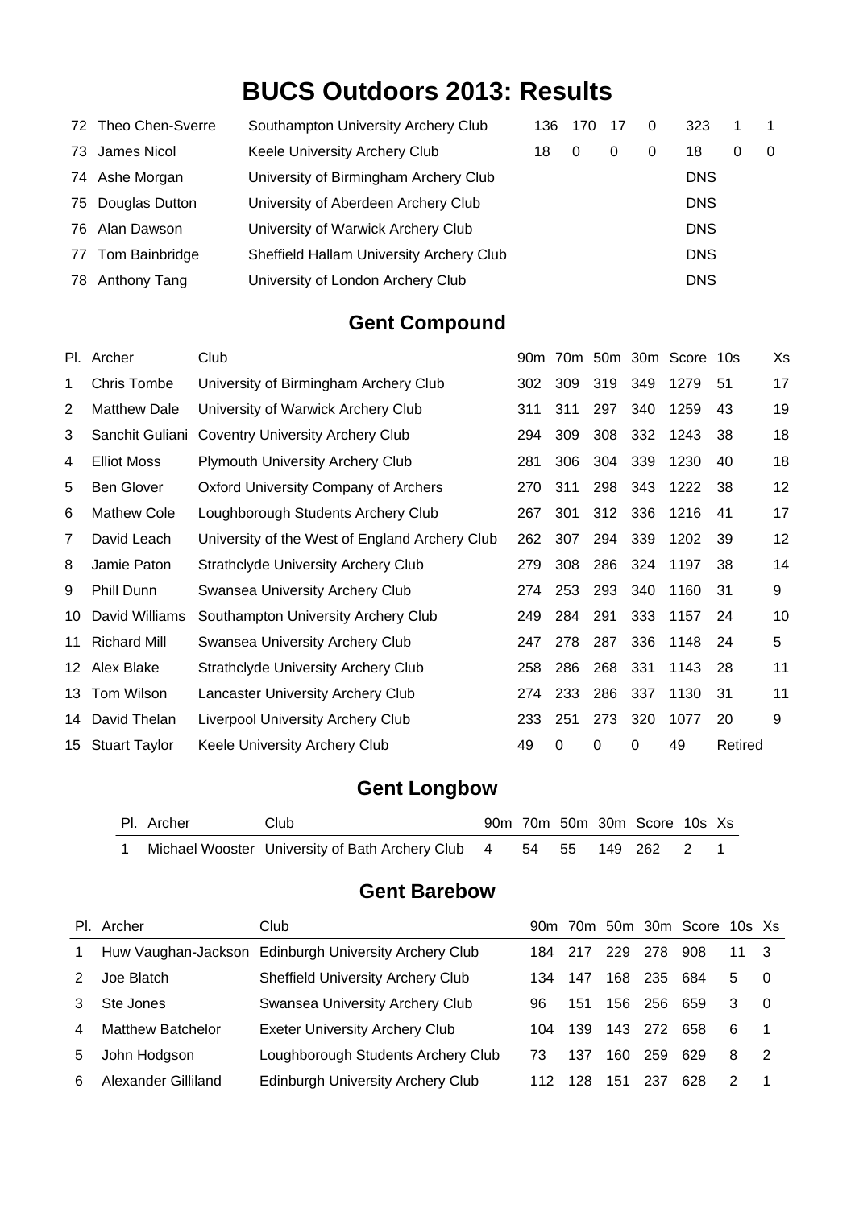# BUCS Outdoors 2013: Results

| | | | | | | | | | |
|---|---|---|---|---|---|---|---|---|---|
| 72 | Theo Chen-Sverre | Southampton University Archery Club | 136 | 170 | 17 | 0 | 323 | 1 | 1 |
| 73 | James Nicol | Keele University Archery Club | 18 | 0 | 0 | 0 | 18 | 0 | 0 |
| 74 | Ashe Morgan | University of Birmingham Archery Club | | | | | DNS | | |
| 75 | Douglas Dutton | University of Aberdeen Archery Club | | | | | DNS | | |
| 76 | Alan Dawson | University of Warwick Archery Club | | | | | DNS | | |
| 77 | Tom Bainbridge | Sheffield Hallam University Archery Club | | | | | DNS | | |
| 78 | Anthony Tang | University of London Archery Club | | | | | DNS | | |

## Gent Compound

| Pl. | Archer | Club | 90m | 70m | 50m | 30m | Score | 10s | Xs |
|---|---|---|---|---|---|---|---|---|---|
| 1 | Chris Tombe | University of Birmingham Archery Club | 302 | 309 | 319 | 349 | 1279 | 51 | 17 |
| 2 | Matthew Dale | University of Warwick Archery Club | 311 | 311 | 297 | 340 | 1259 | 43 | 19 |
| 3 | Sanchit Guliani | Coventry University Archery Club | 294 | 309 | 308 | 332 | 1243 | 38 | 18 |
| 4 | Elliot Moss | Plymouth University Archery Club | 281 | 306 | 304 | 339 | 1230 | 40 | 18 |
| 5 | Ben Glover | Oxford University Company of Archers | 270 | 311 | 298 | 343 | 1222 | 38 | 12 |
| 6 | Mathew Cole | Loughborough Students Archery Club | 267 | 301 | 312 | 336 | 1216 | 41 | 17 |
| 7 | David Leach | University of the West of England Archery Club | 262 | 307 | 294 | 339 | 1202 | 39 | 12 |
| 8 | Jamie Paton | Strathclyde University Archery Club | 279 | 308 | 286 | 324 | 1197 | 38 | 14 |
| 9 | Phill Dunn | Swansea University Archery Club | 274 | 253 | 293 | 340 | 1160 | 31 | 9 |
| 10 | David Williams | Southampton University Archery Club | 249 | 284 | 291 | 333 | 1157 | 24 | 10 |
| 11 | Richard Mill | Swansea University Archery Club | 247 | 278 | 287 | 336 | 1148 | 24 | 5 |
| 12 | Alex Blake | Strathclyde University Archery Club | 258 | 286 | 268 | 331 | 1143 | 28 | 11 |
| 13 | Tom Wilson | Lancaster University Archery Club | 274 | 233 | 286 | 337 | 1130 | 31 | 11 |
| 14 | David Thelan | Liverpool University Archery Club | 233 | 251 | 273 | 320 | 1077 | 20 | 9 |
| 15 | Stuart Taylor | Keele University Archery Club | 49 | 0 | 0 | 0 | 49 | Retired | |

## Gent Longbow

| Pl. | Archer | Club | 90m | 70m | 50m | 30m | Score | 10s | Xs |
|---|---|---|---|---|---|---|---|---|---|
| 1 | Michael Wooster | University of Bath Archery Club | 4 | 54 | 55 | 149 | 262 | 2 | 1 |

## Gent Barebow

| Pl. | Archer | Club | 90m | 70m | 50m | 30m | Score | 10s | Xs |
|---|---|---|---|---|---|---|---|---|---|
| 1 | Huw Vaughan-Jackson | Edinburgh University Archery Club | 184 | 217 | 229 | 278 | 908 | 11 | 3 |
| 2 | Joe Blatch | Sheffield University Archery Club | 134 | 147 | 168 | 235 | 684 | 5 | 0 |
| 3 | Ste Jones | Swansea University Archery Club | 96 | 151 | 156 | 256 | 659 | 3 | 0 |
| 4 | Matthew Batchelor | Exeter University Archery Club | 104 | 139 | 143 | 272 | 658 | 6 | 1 |
| 5 | John Hodgson | Loughborough Students Archery Club | 73 | 137 | 160 | 259 | 629 | 8 | 2 |
| 6 | Alexander Gilliland | Edinburgh University Archery Club | 112 | 128 | 151 | 237 | 628 | 2 | 1 |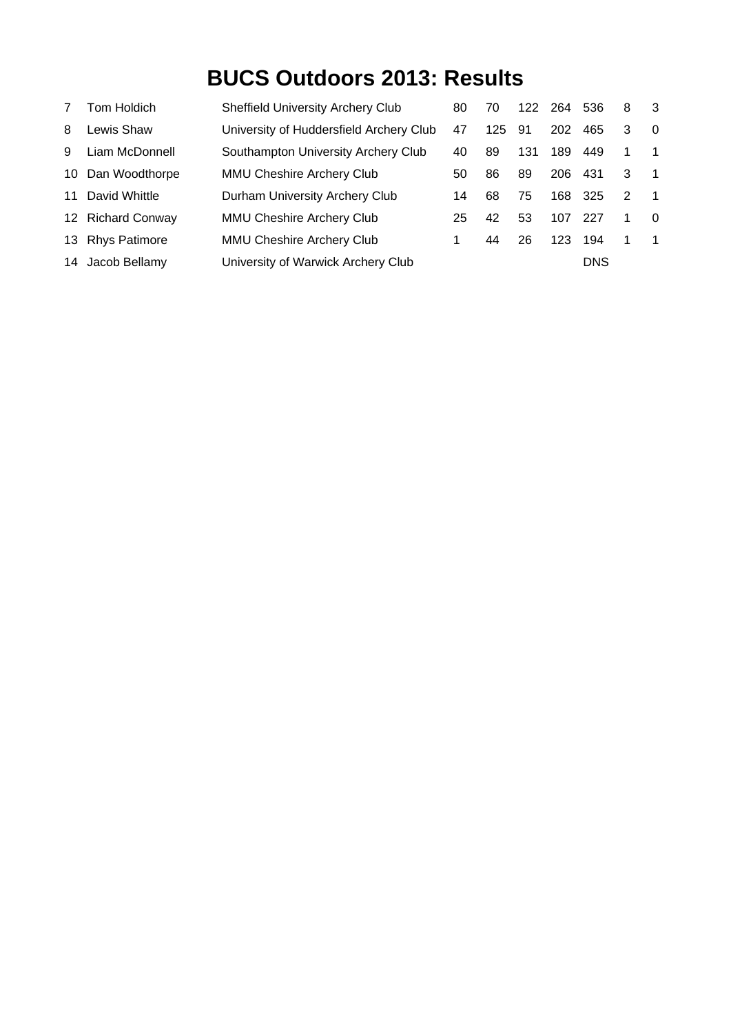# BUCS Outdoors 2013: Results

| | | | | | | | | | |
|---|---|---|---|---|---|---|---|---|---|
| 7 | Tom Holdich | Sheffield University Archery Club | 80 | 70 | 122 | 264 | 536 | 8 | 3 |
| 8 | Lewis Shaw | University of Huddersfield Archery Club | 47 | 125 | 91 | 202 | 465 | 3 | 0 |
| 9 | Liam McDonnell | Southampton University Archery Club | 40 | 89 | 131 | 189 | 449 | 1 | 1 |
| 10 | Dan Woodthorpe | MMU Cheshire Archery Club | 50 | 86 | 89 | 206 | 431 | 3 | 1 |
| 11 | David Whittle | Durham University Archery Club | 14 | 68 | 75 | 168 | 325 | 2 | 1 |
| 12 | Richard Conway | MMU Cheshire Archery Club | 25 | 42 | 53 | 107 | 227 | 1 | 0 |
| 13 | Rhys Patimore | MMU Cheshire Archery Club | 1 | 44 | 26 | 123 | 194 | 1 | 1 |
| 14 | Jacob Bellamy | University of Warwick Archery Club | | | | | DNS | | |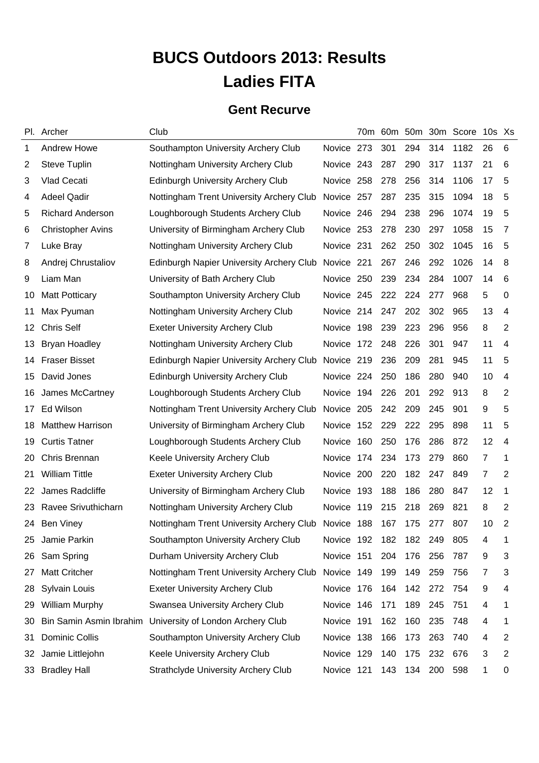# BUCS Outdoors 2013: Results
# Ladies FITA

## Gent Recurve

| Pl. | Archer | Club | | 70m | 60m | 50m | 30m | Score | 10s | Xs |
|---|---|---|---|---|---|---|---|---|---|---|
| 1 | Andrew Howe | Southampton University Archery Club | Novice | 273 | 301 | 294 | 314 | 1182 | 26 | 6 |
| 2 | Steve Tuplin | Nottingham University Archery Club | Novice | 243 | 287 | 290 | 317 | 1137 | 21 | 6 |
| 3 | Vlad Cecati | Edinburgh University Archery Club | Novice | 258 | 278 | 256 | 314 | 1106 | 17 | 5 |
| 4 | Adeel Qadir | Nottingham Trent University Archery Club | Novice | 257 | 287 | 235 | 315 | 1094 | 18 | 5 |
| 5 | Richard Anderson | Loughborough Students Archery Club | Novice | 246 | 294 | 238 | 296 | 1074 | 19 | 5 |
| 6 | Christopher Avins | University of Birmingham Archery Club | Novice | 253 | 278 | 230 | 297 | 1058 | 15 | 7 |
| 7 | Luke Bray | Nottingham University Archery Club | Novice | 231 | 262 | 250 | 302 | 1045 | 16 | 5 |
| 8 | Andrej Chrustaliov | Edinburgh Napier University Archery Club | Novice | 221 | 267 | 246 | 292 | 1026 | 14 | 8 |
| 9 | Liam Man | University of Bath Archery Club | Novice | 250 | 239 | 234 | 284 | 1007 | 14 | 6 |
| 10 | Matt Potticary | Southampton University Archery Club | Novice | 245 | 222 | 224 | 277 | 968 | 5 | 0 |
| 11 | Max Pyuman | Nottingham University Archery Club | Novice | 214 | 247 | 202 | 302 | 965 | 13 | 4 |
| 12 | Chris Self | Exeter University Archery Club | Novice | 198 | 239 | 223 | 296 | 956 | 8 | 2 |
| 13 | Bryan Hoadley | Nottingham University Archery Club | Novice | 172 | 248 | 226 | 301 | 947 | 11 | 4 |
| 14 | Fraser Bisset | Edinburgh Napier University Archery Club | Novice | 219 | 236 | 209 | 281 | 945 | 11 | 5 |
| 15 | David Jones | Edinburgh University Archery Club | Novice | 224 | 250 | 186 | 280 | 940 | 10 | 4 |
| 16 | James McCartney | Loughborough Students Archery Club | Novice | 194 | 226 | 201 | 292 | 913 | 8 | 2 |
| 17 | Ed Wilson | Nottingham Trent University Archery Club | Novice | 205 | 242 | 209 | 245 | 901 | 9 | 5 |
| 18 | Matthew Harrison | University of Birmingham Archery Club | Novice | 152 | 229 | 222 | 295 | 898 | 11 | 5 |
| 19 | Curtis Tatner | Loughborough Students Archery Club | Novice | 160 | 250 | 176 | 286 | 872 | 12 | 4 |
| 20 | Chris Brennan | Keele University Archery Club | Novice | 174 | 234 | 173 | 279 | 860 | 7 | 1 |
| 21 | William Tittle | Exeter University Archery Club | Novice | 200 | 220 | 182 | 247 | 849 | 7 | 2 |
| 22 | James Radcliffe | University of Birmingham Archery Club | Novice | 193 | 188 | 186 | 280 | 847 | 12 | 1 |
| 23 | Ravee Srivuthicharn | Nottingham University Archery Club | Novice | 119 | 215 | 218 | 269 | 821 | 8 | 2 |
| 24 | Ben Viney | Nottingham Trent University Archery Club | Novice | 188 | 167 | 175 | 277 | 807 | 10 | 2 |
| 25 | Jamie Parkin | Southampton University Archery Club | Novice | 192 | 182 | 182 | 249 | 805 | 4 | 1 |
| 26 | Sam Spring | Durham University Archery Club | Novice | 151 | 204 | 176 | 256 | 787 | 9 | 3 |
| 27 | Matt Critcher | Nottingham Trent University Archery Club | Novice | 149 | 199 | 149 | 259 | 756 | 7 | 3 |
| 28 | Sylvain Louis | Exeter University Archery Club | Novice | 176 | 164 | 142 | 272 | 754 | 9 | 4 |
| 29 | William Murphy | Swansea University Archery Club | Novice | 146 | 171 | 189 | 245 | 751 | 4 | 1 |
| 30 | Bin Samin Asmin Ibrahim | University of London Archery Club | Novice | 191 | 162 | 160 | 235 | 748 | 4 | 1 |
| 31 | Dominic Collis | Southampton University Archery Club | Novice | 138 | 166 | 173 | 263 | 740 | 4 | 2 |
| 32 | Jamie Littlejohn | Keele University Archery Club | Novice | 129 | 140 | 175 | 232 | 676 | 3 | 2 |
| 33 | Bradley Hall | Strathclyde University Archery Club | Novice | 121 | 143 | 134 | 200 | 598 | 1 | 0 |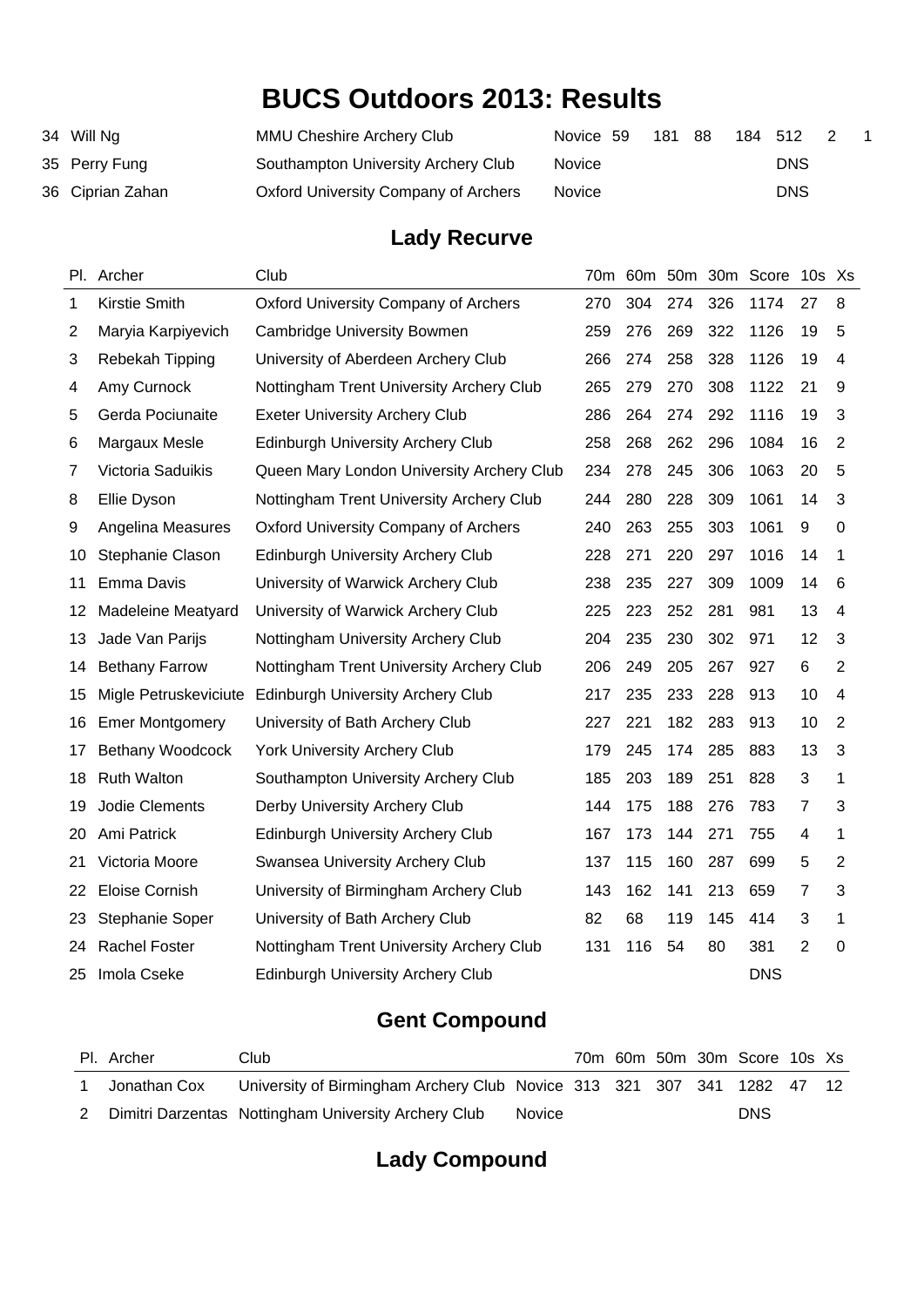# BUCS Outdoors 2013: Results

| Pl. | Archer | Club | | 70m | 60m | 50m | 30m | Score | 10s | Xs |
|---|---|---|---|---|---|---|---|---|---|---|
| 34 | Will Ng | MMU Cheshire Archery Club | Novice | 59 | 181 | 88 | 184 | 512 | 2 | 1 |
| 35 | Perry Fung | Southampton University Archery Club | Novice | | | | | DNS | | |
| 36 | Ciprian Zahan | Oxford University Company of Archers | Novice | | | | | DNS | | |

## Lady Recurve

| Pl. | Archer | Club | 70m | 60m | 50m | 30m | Score | 10s | Xs |
|---|---|---|---|---|---|---|---|---|---|
| 1 | Kirstie Smith | Oxford University Company of Archers | 270 | 304 | 274 | 326 | 1174 | 27 | 8 |
| 2 | Maryia Karpiyevich | Cambridge University Bowmen | 259 | 276 | 269 | 322 | 1126 | 19 | 5 |
| 3 | Rebekah Tipping | University of Aberdeen Archery Club | 266 | 274 | 258 | 328 | 1126 | 19 | 4 |
| 4 | Amy Curnock | Nottingham Trent University Archery Club | 265 | 279 | 270 | 308 | 1122 | 21 | 9 |
| 5 | Gerda Pociunaite | Exeter University Archery Club | 286 | 264 | 274 | 292 | 1116 | 19 | 3 |
| 6 | Margaux Mesle | Edinburgh University Archery Club | 258 | 268 | 262 | 296 | 1084 | 16 | 2 |
| 7 | Victoria Saduikis | Queen Mary London University Archery Club | 234 | 278 | 245 | 306 | 1063 | 20 | 5 |
| 8 | Ellie Dyson | Nottingham Trent University Archery Club | 244 | 280 | 228 | 309 | 1061 | 14 | 3 |
| 9 | Angelina Measures | Oxford University Company of Archers | 240 | 263 | 255 | 303 | 1061 | 9 | 0 |
| 10 | Stephanie Clason | Edinburgh University Archery Club | 228 | 271 | 220 | 297 | 1016 | 14 | 1 |
| 11 | Emma Davis | University of Warwick Archery Club | 238 | 235 | 227 | 309 | 1009 | 14 | 6 |
| 12 | Madeleine Meatyard | University of Warwick Archery Club | 225 | 223 | 252 | 281 | 981 | 13 | 4 |
| 13 | Jade Van Parijs | Nottingham University Archery Club | 204 | 235 | 230 | 302 | 971 | 12 | 3 |
| 14 | Bethany Farrow | Nottingham Trent University Archery Club | 206 | 249 | 205 | 267 | 927 | 6 | 2 |
| 15 | Migle Petruskeviciute | Edinburgh University Archery Club | 217 | 235 | 233 | 228 | 913 | 10 | 4 |
| 16 | Emer Montgomery | University of Bath Archery Club | 227 | 221 | 182 | 283 | 913 | 10 | 2 |
| 17 | Bethany Woodcock | York University Archery Club | 179 | 245 | 174 | 285 | 883 | 13 | 3 |
| 18 | Ruth Walton | Southampton University Archery Club | 185 | 203 | 189 | 251 | 828 | 3 | 1 |
| 19 | Jodie Clements | Derby University Archery Club | 144 | 175 | 188 | 276 | 783 | 7 | 3 |
| 20 | Ami Patrick | Edinburgh University Archery Club | 167 | 173 | 144 | 271 | 755 | 4 | 1 |
| 21 | Victoria Moore | Swansea University Archery Club | 137 | 115 | 160 | 287 | 699 | 5 | 2 |
| 22 | Eloise Cornish | University of Birmingham Archery Club | 143 | 162 | 141 | 213 | 659 | 7 | 3 |
| 23 | Stephanie Soper | University of Bath Archery Club | 82 | 68 | 119 | 145 | 414 | 3 | 1 |
| 24 | Rachel Foster | Nottingham Trent University Archery Club | 131 | 116 | 54 | 80 | 381 | 2 | 0 |
| 25 | Imola Cseke | Edinburgh University Archery Club | | | | | DNS | | |

## Gent Compound

| Pl. | Archer | Club | | 70m | 60m | 50m | 30m | Score | 10s | Xs |
|---|---|---|---|---|---|---|---|---|---|---|
| 1 | Jonathan Cox | University of Birmingham Archery Club | Novice | 313 | 321 | 307 | 341 | 1282 | 47 | 12 |
| 2 | Dimitri Darzentas | Nottingham University Archery Club | Novice | | | | | DNS | | |

## Lady Compound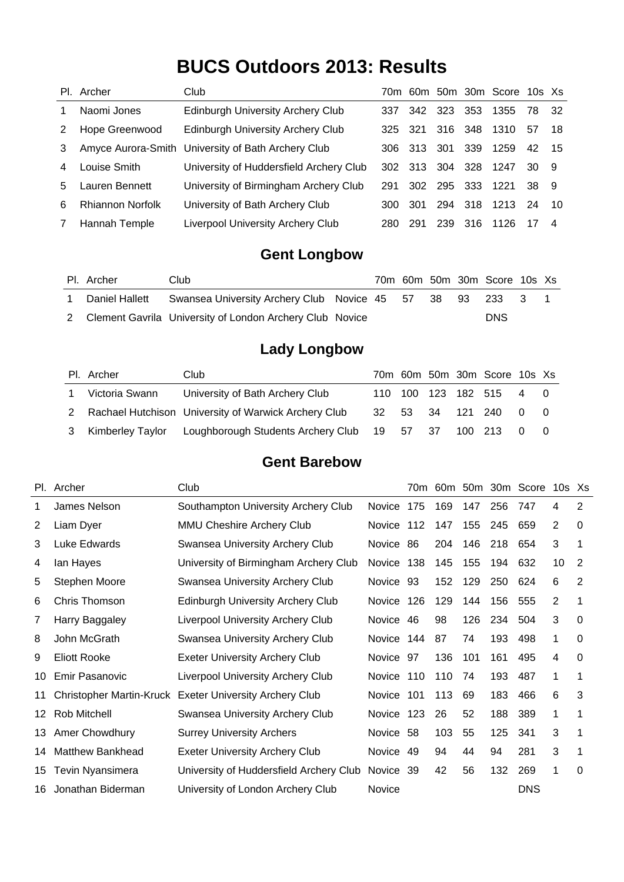# BUCS Outdoors 2013: Results

| Pl. | Archer | Club | 70m | 60m | 50m | 30m | Score | 10s | Xs |
|---|---|---|---|---|---|---|---|---|---|
| 1 | Naomi Jones | Edinburgh University Archery Club | 337 | 342 | 323 | 353 | 1355 | 78 | 32 |
| 2 | Hope Greenwood | Edinburgh University Archery Club | 325 | 321 | 316 | 348 | 1310 | 57 | 18 |
| 3 | Amyce Aurora-Smith | University of Bath Archery Club | 306 | 313 | 301 | 339 | 1259 | 42 | 15 |
| 4 | Louise Smith | University of Huddersfield Archery Club | 302 | 313 | 304 | 328 | 1247 | 30 | 9 |
| 5 | Lauren Bennett | University of Birmingham Archery Club | 291 | 302 | 295 | 333 | 1221 | 38 | 9 |
| 6 | Rhiannon Norfolk | University of Bath Archery Club | 300 | 301 | 294 | 318 | 1213 | 24 | 10 |
| 7 | Hannah Temple | Liverpool University Archery Club | 280 | 291 | 239 | 316 | 1126 | 17 | 4 |

## Gent Longbow

| Pl. | Archer | Club | | 70m | 60m | 50m | 30m | Score | 10s | Xs |
|---|---|---|---|---|---|---|---|---|---|---|
| 1 | Daniel Hallett | Swansea University Archery Club | Novice | 45 | 57 | 38 | 93 | 233 | 3 | 1 |
| 2 | Clement Gavrila | University of London Archery Club | Novice | | | | | DNS | | |

## Lady Longbow

| Pl. | Archer | Club | 70m | 60m | 50m | 30m | Score | 10s | Xs |
|---|---|---|---|---|---|---|---|---|---|
| 1 | Victoria Swann | University of Bath Archery Club | 110 | 100 | 123 | 182 | 515 | 4 | 0 |
| 2 | Rachael Hutchison | University of Warwick Archery Club | 32 | 53 | 34 | 121 | 240 | 0 | 0 |
| 3 | Kimberley Taylor | Loughborough Students Archery Club | 19 | 57 | 37 | 100 | 213 | 0 | 0 |

## Gent Barebow

| Pl. | Archer | Club | | 70m | 60m | 50m | 30m | Score | 10s | Xs |
|---|---|---|---|---|---|---|---|---|---|---|
| 1 | James Nelson | Southampton University Archery Club | Novice | 175 | 169 | 147 | 256 | 747 | 4 | 2 |
| 2 | Liam Dyer | MMU Cheshire Archery Club | Novice | 112 | 147 | 155 | 245 | 659 | 2 | 0 |
| 3 | Luke Edwards | Swansea University Archery Club | Novice | 86 | 204 | 146 | 218 | 654 | 3 | 1 |
| 4 | Ian Hayes | University of Birmingham Archery Club | Novice | 138 | 145 | 155 | 194 | 632 | 10 | 2 |
| 5 | Stephen Moore | Swansea University Archery Club | Novice | 93 | 152 | 129 | 250 | 624 | 6 | 2 |
| 6 | Chris Thomson | Edinburgh University Archery Club | Novice | 126 | 129 | 144 | 156 | 555 | 2 | 1 |
| 7 | Harry Baggaley | Liverpool University Archery Club | Novice | 46 | 98 | 126 | 234 | 504 | 3 | 0 |
| 8 | John McGrath | Swansea University Archery Club | Novice | 144 | 87 | 74 | 193 | 498 | 1 | 0 |
| 9 | Eliott Rooke | Exeter University Archery Club | Novice | 97 | 136 | 101 | 161 | 495 | 4 | 0 |
| 10 | Emir Pasanovic | Liverpool University Archery Club | Novice | 110 | 110 | 74 | 193 | 487 | 1 | 1 |
| 11 | Christopher Martin-Kruck | Exeter University Archery Club | Novice | 101 | 113 | 69 | 183 | 466 | 6 | 3 |
| 12 | Rob Mitchell | Swansea University Archery Club | Novice | 123 | 26 | 52 | 188 | 389 | 1 | 1 |
| 13 | Amer Chowdhury | Surrey University Archers | Novice | 58 | 103 | 55 | 125 | 341 | 3 | 1 |
| 14 | Matthew Bankhead | Exeter University Archery Club | Novice | 49 | 94 | 44 | 94 | 281 | 3 | 1 |
| 15 | Tevin Nyansimera | University of Huddersfield Archery Club | Novice | 39 | 42 | 56 | 132 | 269 | 1 | 0 |
| 16 | Jonathan Biderman | University of London Archery Club | Novice | | | | | DNS | | |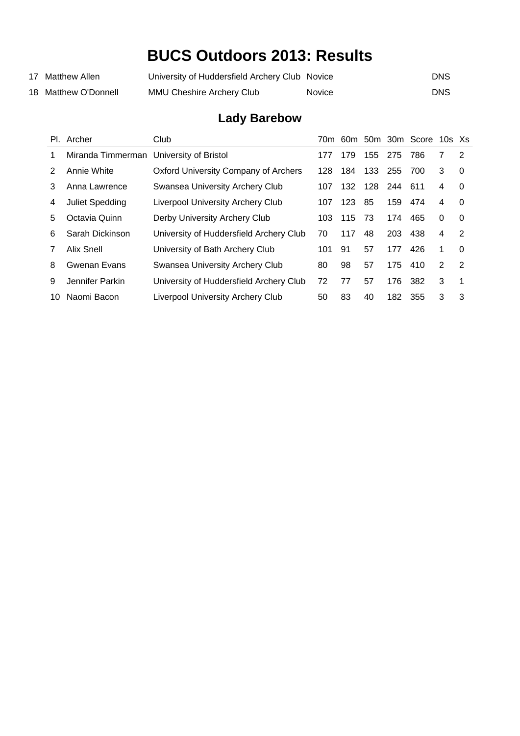# BUCS Outdoors 2013: Results

| | | | | | | | | | | |
|---|---|---|---|---|---|---|---|---|---|---|
| 17 | Matthew Allen | University of Huddersfield Archery Club | Novice | | | | | DNS | | |
| 18 | Matthew O'Donnell | MMU Cheshire Archery Club | Novice | | | | | DNS | | |

## Lady Barebow

| Pl. | Archer | Club | 70m | 60m | 50m | 30m | Score | 10s | Xs |
|---|---|---|---|---|---|---|---|---|---|
| 1 | Miranda Timmerman | University of Bristol | 177 | 179 | 155 | 275 | 786 | 7 | 2 |
| 2 | Annie White | Oxford University Company of Archers | 128 | 184 | 133 | 255 | 700 | 3 | 0 |
| 3 | Anna Lawrence | Swansea University Archery Club | 107 | 132 | 128 | 244 | 611 | 4 | 0 |
| 4 | Juliet Spedding | Liverpool University Archery Club | 107 | 123 | 85 | 159 | 474 | 4 | 0 |
| 5 | Octavia Quinn | Derby University Archery Club | 103 | 115 | 73 | 174 | 465 | 0 | 0 |
| 6 | Sarah Dickinson | University of Huddersfield Archery Club | 70 | 117 | 48 | 203 | 438 | 4 | 2 |
| 7 | Alix Snell | University of Bath Archery Club | 101 | 91 | 57 | 177 | 426 | 1 | 0 |
| 8 | Gwenan Evans | Swansea University Archery Club | 80 | 98 | 57 | 175 | 410 | 2 | 2 |
| 9 | Jennifer Parkin | University of Huddersfield Archery Club | 72 | 77 | 57 | 176 | 382 | 3 | 1 |
| 10 | Naomi Bacon | Liverpool University Archery Club | 50 | 83 | 40 | 182 | 355 | 3 | 3 |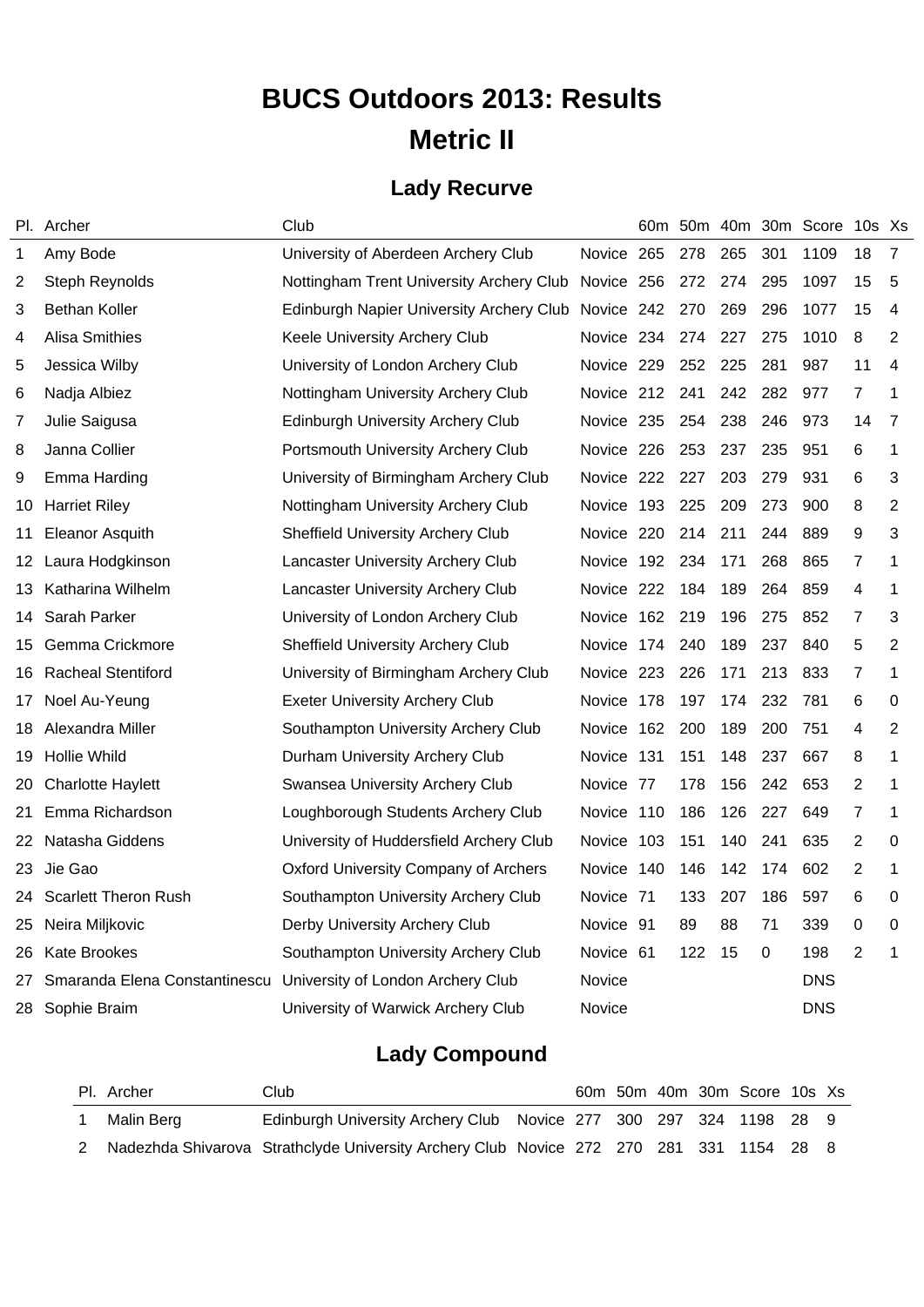# BUCS Outdoors 2013: Results

# Metric II

## Lady Recurve

| Pl. | Archer | Club | | 60m | 50m | 40m | 30m | Score | 10s | Xs |
|---|---|---|---|---|---|---|---|---|---|---|
| 1 | Amy Bode | University of Aberdeen Archery Club | Novice | 265 | 278 | 265 | 301 | 1109 | 18 | 7 |
| 2 | Steph Reynolds | Nottingham Trent University Archery Club | Novice | 256 | 272 | 274 | 295 | 1097 | 15 | 5 |
| 3 | Bethan Koller | Edinburgh Napier University Archery Club | Novice | 242 | 270 | 269 | 296 | 1077 | 15 | 4 |
| 4 | Alisa Smithies | Keele University Archery Club | Novice | 234 | 274 | 227 | 275 | 1010 | 8 | 2 |
| 5 | Jessica Wilby | University of London Archery Club | Novice | 229 | 252 | 225 | 281 | 987 | 11 | 4 |
| 6 | Nadja Albiez | Nottingham University Archery Club | Novice | 212 | 241 | 242 | 282 | 977 | 7 | 1 |
| 7 | Julie Saigusa | Edinburgh University Archery Club | Novice | 235 | 254 | 238 | 246 | 973 | 14 | 7 |
| 8 | Janna Collier | Portsmouth University Archery Club | Novice | 226 | 253 | 237 | 235 | 951 | 6 | 1 |
| 9 | Emma Harding | University of Birmingham Archery Club | Novice | 222 | 227 | 203 | 279 | 931 | 6 | 3 |
| 10 | Harriet Riley | Nottingham University Archery Club | Novice | 193 | 225 | 209 | 273 | 900 | 8 | 2 |
| 11 | Eleanor Asquith | Sheffield University Archery Club | Novice | 220 | 214 | 211 | 244 | 889 | 9 | 3 |
| 12 | Laura Hodgkinson | Lancaster University Archery Club | Novice | 192 | 234 | 171 | 268 | 865 | 7 | 1 |
| 13 | Katharina Wilhelm | Lancaster University Archery Club | Novice | 222 | 184 | 189 | 264 | 859 | 4 | 1 |
| 14 | Sarah Parker | University of London Archery Club | Novice | 162 | 219 | 196 | 275 | 852 | 7 | 3 |
| 15 | Gemma Crickmore | Sheffield University Archery Club | Novice | 174 | 240 | 189 | 237 | 840 | 5 | 2 |
| 16 | Racheal Stentiford | University of Birmingham Archery Club | Novice | 223 | 226 | 171 | 213 | 833 | 7 | 1 |
| 17 | Noel Au-Yeung | Exeter University Archery Club | Novice | 178 | 197 | 174 | 232 | 781 | 6 | 0 |
| 18 | Alexandra Miller | Southampton University Archery Club | Novice | 162 | 200 | 189 | 200 | 751 | 4 | 2 |
| 19 | Hollie Whild | Durham University Archery Club | Novice | 131 | 151 | 148 | 237 | 667 | 8 | 1 |
| 20 | Charlotte Haylett | Swansea University Archery Club | Novice | 77 | 178 | 156 | 242 | 653 | 2 | 1 |
| 21 | Emma Richardson | Loughborough Students Archery Club | Novice | 110 | 186 | 126 | 227 | 649 | 7 | 1 |
| 22 | Natasha Giddens | University of Huddersfield Archery Club | Novice | 103 | 151 | 140 | 241 | 635 | 2 | 0 |
| 23 | Jie Gao | Oxford University Company of Archers | Novice | 140 | 146 | 142 | 174 | 602 | 2 | 1 |
| 24 | Scarlett Theron Rush | Southampton University Archery Club | Novice | 71 | 133 | 207 | 186 | 597 | 6 | 0 |
| 25 | Neira Miljkovic | Derby University Archery Club | Novice | 91 | 89 | 88 | 71 | 339 | 0 | 0 |
| 26 | Kate Brookes | Southampton University Archery Club | Novice | 61 | 122 | 15 | 0 | 198 | 2 | 1 |
| 27 | Smaranda Elena Constantinescu | University of London Archery Club | Novice | | | | | DNS | | |
| 28 | Sophie Braim | University of Warwick Archery Club | Novice | | | | | DNS | | |

## Lady Compound

| Pl. | Archer | Club | | 60m | 50m | 40m | 30m | Score | 10s | Xs |
|---|---|---|---|---|---|---|---|---|---|---|
| 1 | Malin Berg | Edinburgh University Archery Club | Novice | 277 | 300 | 297 | 324 | 1198 | 28 | 9 |
| 2 | Nadezhda Shivarova | Strathclyde University Archery Club | Novice | 272 | 270 | 281 | 331 | 1154 | 28 | 8 |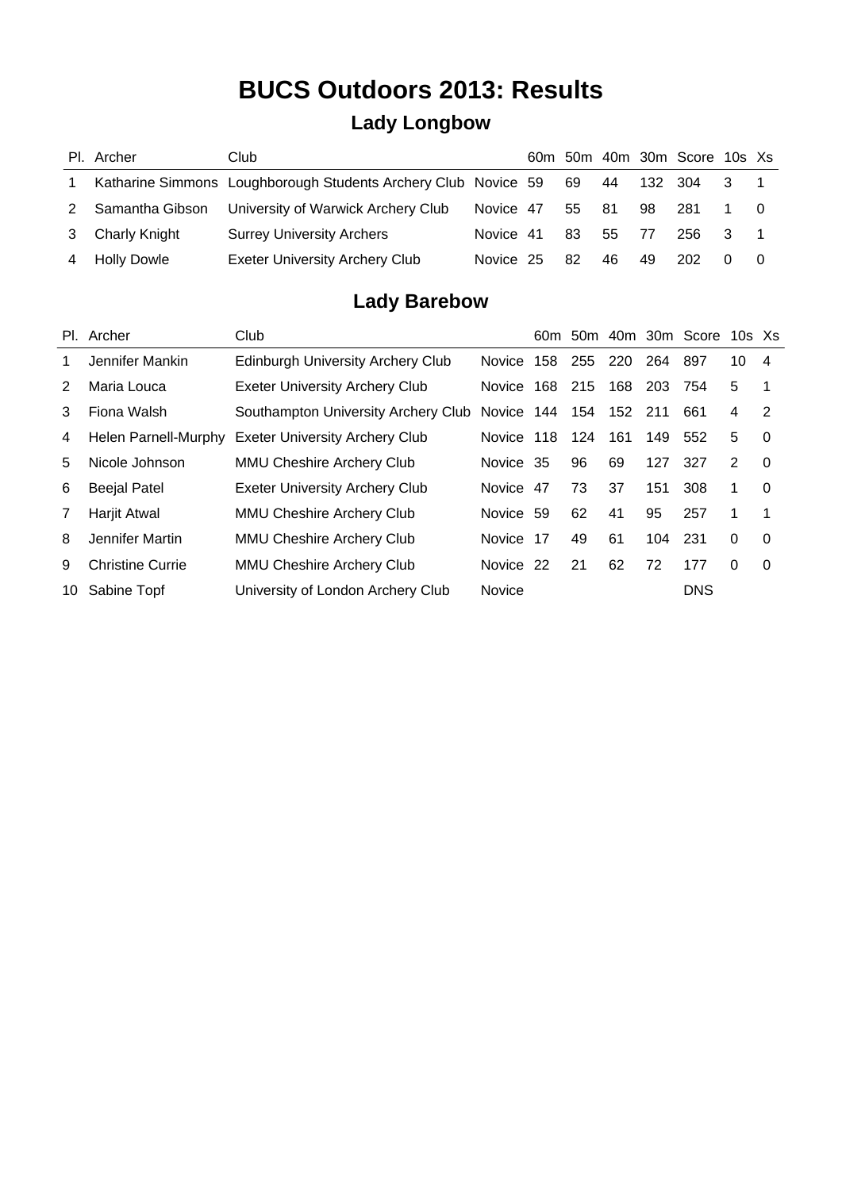# BUCS Outdoors 2013: Results

## Lady Longbow

| Pl. | Archer | Club | | 60m | 50m | 40m | 30m | Score | 10s | Xs |
|---|---|---|---|---|---|---|---|---|---|---|
| 1 | Katharine Simmons | Loughborough Students Archery Club | Novice | 59 | 69 | 44 | 132 | 304 | 3 | 1 |
| 2 | Samantha Gibson | University of Warwick Archery Club | Novice | 47 | 55 | 81 | 98 | 281 | 1 | 0 |
| 3 | Charly Knight | Surrey University Archers | Novice | 41 | 83 | 55 | 77 | 256 | 3 | 1 |
| 4 | Holly Dowle | Exeter University Archery Club | Novice | 25 | 82 | 46 | 49 | 202 | 0 | 0 |

## Lady Barebow

| Pl. | Archer | Club | | 60m | 50m | 40m | 30m | Score | 10s | Xs |
|---|---|---|---|---|---|---|---|---|---|---|
| 1 | Jennifer Mankin | Edinburgh University Archery Club | Novice | 158 | 255 | 220 | 264 | 897 | 10 | 4 |
| 2 | Maria Louca | Exeter University Archery Club | Novice | 168 | 215 | 168 | 203 | 754 | 5 | 1 |
| 3 | Fiona Walsh | Southampton University Archery Club | Novice | 144 | 154 | 152 | 211 | 661 | 4 | 2 |
| 4 | Helen Parnell-Murphy | Exeter University Archery Club | Novice | 118 | 124 | 161 | 149 | 552 | 5 | 0 |
| 5 | Nicole Johnson | MMU Cheshire Archery Club | Novice | 35 | 96 | 69 | 127 | 327 | 2 | 0 |
| 6 | Beejal Patel | Exeter University Archery Club | Novice | 47 | 73 | 37 | 151 | 308 | 1 | 0 |
| 7 | Harjit Atwal | MMU Cheshire Archery Club | Novice | 59 | 62 | 41 | 95 | 257 | 1 | 1 |
| 8 | Jennifer Martin | MMU Cheshire Archery Club | Novice | 17 | 49 | 61 | 104 | 231 | 0 | 0 |
| 9 | Christine Currie | MMU Cheshire Archery Club | Novice | 22 | 21 | 62 | 72 | 177 | 0 | 0 |
| 10 | Sabine Topf | University of London Archery Club | Novice | | | | | DNS | | |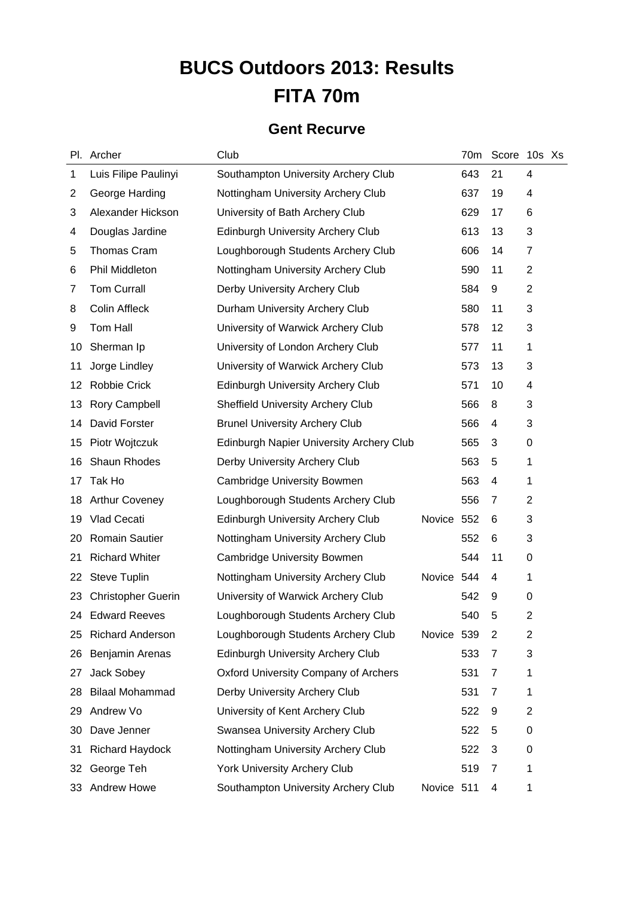# BUCS Outdoors 2013: Results

# FITA 70m

## Gent Recurve

| Pl. | Archer | Club | | 70m | Score | 10s | Xs |
|---|---|---|---|---|---|---|---|
| 1 | Luis Filipe Paulinyi | Southampton University Archery Club | | 643 | 21 | 4 | |
| 2 | George Harding | Nottingham University Archery Club | | 637 | 19 | 4 | |
| 3 | Alexander Hickson | University of Bath Archery Club | | 629 | 17 | 6 | |
| 4 | Douglas Jardine | Edinburgh University Archery Club | | 613 | 13 | 3 | |
| 5 | Thomas Cram | Loughborough Students Archery Club | | 606 | 14 | 7 | |
| 6 | Phil Middleton | Nottingham University Archery Club | | 590 | 11 | 2 | |
| 7 | Tom Currall | Derby University Archery Club | | 584 | 9 | 2 | |
| 8 | Colin Affleck | Durham University Archery Club | | 580 | 11 | 3 | |
| 9 | Tom Hall | University of Warwick Archery Club | | 578 | 12 | 3 | |
| 10 | Sherman Ip | University of London Archery Club | | 577 | 11 | 1 | |
| 11 | Jorge Lindley | University of Warwick Archery Club | | 573 | 13 | 3 | |
| 12 | Robbie Crick | Edinburgh University Archery Club | | 571 | 10 | 4 | |
| 13 | Rory Campbell | Sheffield University Archery Club | | 566 | 8 | 3 | |
| 14 | David Forster | Brunel University Archery Club | | 566 | 4 | 3 | |
| 15 | Piotr Wojtczuk | Edinburgh Napier University Archery Club | | 565 | 3 | 0 | |
| 16 | Shaun Rhodes | Derby University Archery Club | | 563 | 5 | 1 | |
| 17 | Tak Ho | Cambridge University Bowmen | | 563 | 4 | 1 | |
| 18 | Arthur Coveney | Loughborough Students Archery Club | | 556 | 7 | 2 | |
| 19 | Vlad Cecati | Edinburgh University Archery Club | Novice | 552 | 6 | 3 | |
| 20 | Romain Sautier | Nottingham University Archery Club | | 552 | 6 | 3 | |
| 21 | Richard Whiter | Cambridge University Bowmen | | 544 | 11 | 0 | |
| 22 | Steve Tuplin | Nottingham University Archery Club | Novice | 544 | 4 | 1 | |
| 23 | Christopher Guerin | University of Warwick Archery Club | | 542 | 9 | 0 | |
| 24 | Edward Reeves | Loughborough Students Archery Club | | 540 | 5 | 2 | |
| 25 | Richard Anderson | Loughborough Students Archery Club | Novice | 539 | 2 | 2 | |
| 26 | Benjamin Arenas | Edinburgh University Archery Club | | 533 | 7 | 3 | |
| 27 | Jack Sobey | Oxford University Company of Archers | | 531 | 7 | 1 | |
| 28 | Bilaal Mohammad | Derby University Archery Club | | 531 | 7 | 1 | |
| 29 | Andrew Vo | University of Kent Archery Club | | 522 | 9 | 2 | |
| 30 | Dave Jenner | Swansea University Archery Club | | 522 | 5 | 0 | |
| 31 | Richard Haydock | Nottingham University Archery Club | | 522 | 3 | 0 | |
| 32 | George Teh | York University Archery Club | | 519 | 7 | 1 | |
| 33 | Andrew Howe | Southampton University Archery Club | Novice | 511 | 4 | 1 | |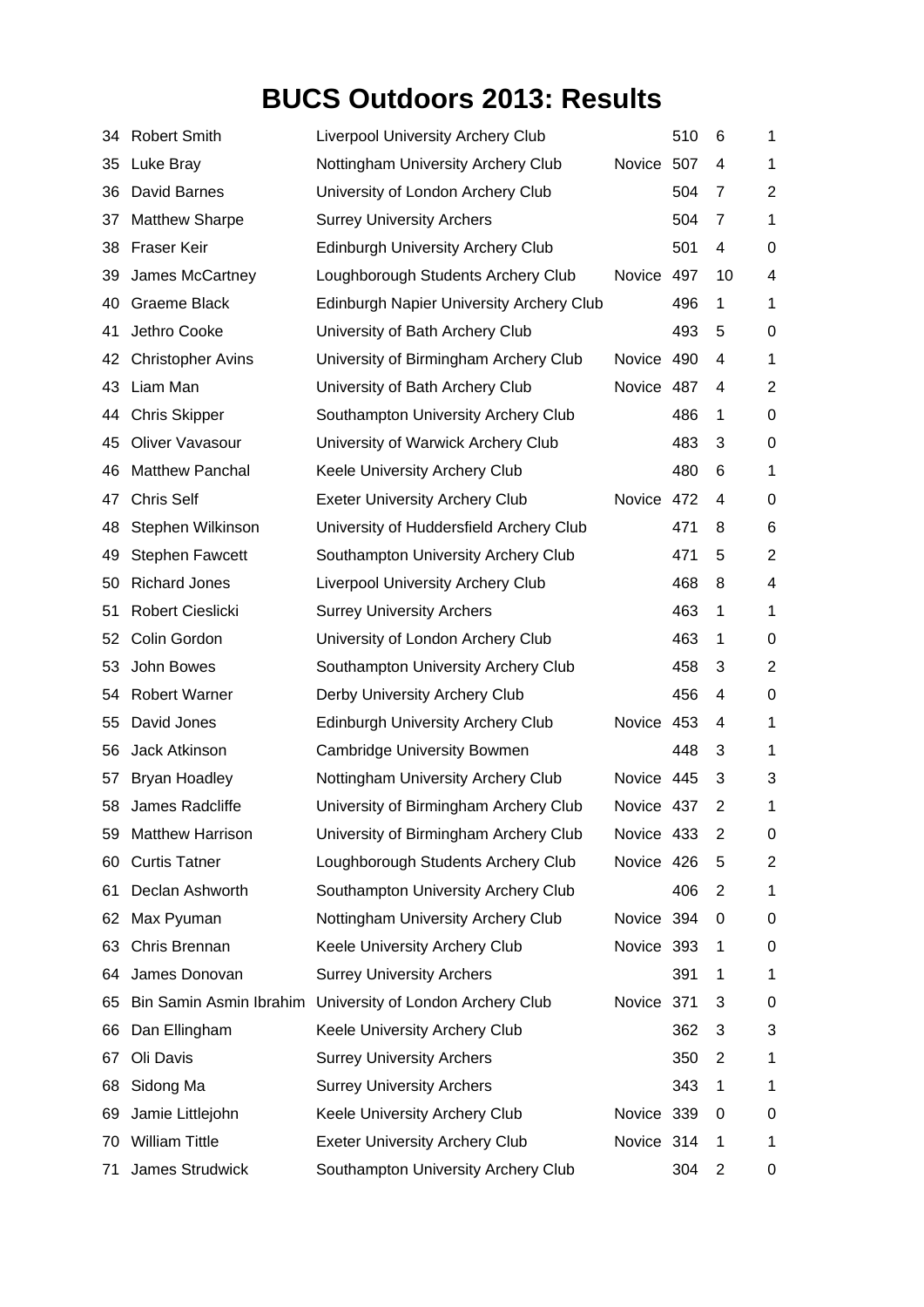# BUCS Outdoors 2013: Results

| | | | | | | |
|---|---|---|---|---|---|---|
| 34 | Robert Smith | Liverpool University Archery Club | | 510 | 6 | 1 |
| 35 | Luke Bray | Nottingham University Archery Club | Novice | 507 | 4 | 1 |
| 36 | David Barnes | University of London Archery Club | | 504 | 7 | 2 |
| 37 | Matthew Sharpe | Surrey University Archers | | 504 | 7 | 1 |
| 38 | Fraser Keir | Edinburgh University Archery Club | | 501 | 4 | 0 |
| 39 | James McCartney | Loughborough Students Archery Club | Novice | 497 | 10 | 4 |
| 40 | Graeme Black | Edinburgh Napier University Archery Club | | 496 | 1 | 1 |
| 41 | Jethro Cooke | University of Bath Archery Club | | 493 | 5 | 0 |
| 42 | Christopher Avins | University of Birmingham Archery Club | Novice | 490 | 4 | 1 |
| 43 | Liam Man | University of Bath Archery Club | Novice | 487 | 4 | 2 |
| 44 | Chris Skipper | Southampton University Archery Club | | 486 | 1 | 0 |
| 45 | Oliver Vavasour | University of Warwick Archery Club | | 483 | 3 | 0 |
| 46 | Matthew Panchal | Keele University Archery Club | | 480 | 6 | 1 |
| 47 | Chris Self | Exeter University Archery Club | Novice | 472 | 4 | 0 |
| 48 | Stephen Wilkinson | University of Huddersfield Archery Club | | 471 | 8 | 6 |
| 49 | Stephen Fawcett | Southampton University Archery Club | | 471 | 5 | 2 |
| 50 | Richard Jones | Liverpool University Archery Club | | 468 | 8 | 4 |
| 51 | Robert Cieslicki | Surrey University Archers | | 463 | 1 | 1 |
| 52 | Colin Gordon | University of London Archery Club | | 463 | 1 | 0 |
| 53 | John Bowes | Southampton University Archery Club | | 458 | 3 | 2 |
| 54 | Robert Warner | Derby University Archery Club | | 456 | 4 | 0 |
| 55 | David Jones | Edinburgh University Archery Club | Novice | 453 | 4 | 1 |
| 56 | Jack Atkinson | Cambridge University Bowmen | | 448 | 3 | 1 |
| 57 | Bryan Hoadley | Nottingham University Archery Club | Novice | 445 | 3 | 3 |
| 58 | James Radcliffe | University of Birmingham Archery Club | Novice | 437 | 2 | 1 |
| 59 | Matthew Harrison | University of Birmingham Archery Club | Novice | 433 | 2 | 0 |
| 60 | Curtis Tatner | Loughborough Students Archery Club | Novice | 426 | 5 | 2 |
| 61 | Declan Ashworth | Southampton University Archery Club | | 406 | 2 | 1 |
| 62 | Max Pyuman | Nottingham University Archery Club | Novice | 394 | 0 | 0 |
| 63 | Chris Brennan | Keele University Archery Club | Novice | 393 | 1 | 0 |
| 64 | James Donovan | Surrey University Archers | | 391 | 1 | 1 |
| 65 | Bin Samin Asmin Ibrahim | University of London Archery Club | Novice | 371 | 3 | 0 |
| 66 | Dan Ellingham | Keele University Archery Club | | 362 | 3 | 3 |
| 67 | Oli Davis | Surrey University Archers | | 350 | 2 | 1 |
| 68 | Sidong Ma | Surrey University Archers | | 343 | 1 | 1 |
| 69 | Jamie Littlejohn | Keele University Archery Club | Novice | 339 | 0 | 0 |
| 70 | William Tittle | Exeter University Archery Club | Novice | 314 | 1 | 1 |
| 71 | James Strudwick | Southampton University Archery Club | | 304 | 2 | 0 |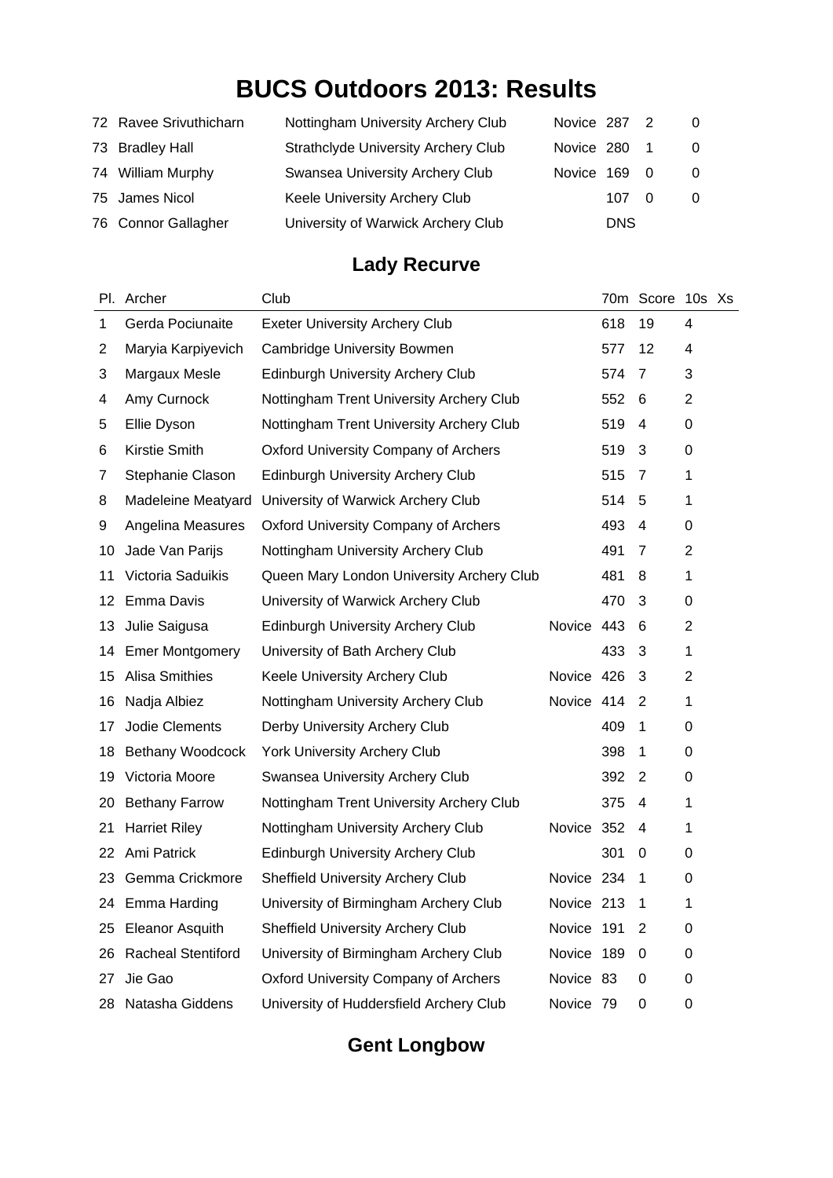# BUCS Outdoors 2013: Results

| | | | | | | |
|---|---|---|---|---|---|---|
| 72 | Ravee Srivuthicharn | Nottingham University Archery Club | Novice | 287 | 2 | 0 |
| 73 | Bradley Hall | Strathclyde University Archery Club | Novice | 280 | 1 | 0 |
| 74 | William Murphy | Swansea University Archery Club | Novice | 169 | 0 | 0 |
| 75 | James Nicol | Keele University Archery Club | | 107 | 0 | 0 |
| 76 | Connor Gallagher | University of Warwick Archery Club | | DNS | | |

## Lady Recurve

| Pl. | Archer | Club | | 70m | Score | 10s | Xs |
|---|---|---|---|---|---|---|---|
| 1 | Gerda Pociunaite | Exeter University Archery Club | | 618 | 19 | 4 | |
| 2 | Maryia Karpiyevich | Cambridge University Bowmen | | 577 | 12 | 4 | |
| 3 | Margaux Mesle | Edinburgh University Archery Club | | 574 | 7 | 3 | |
| 4 | Amy Curnock | Nottingham Trent University Archery Club | | 552 | 6 | 2 | |
| 5 | Ellie Dyson | Nottingham Trent University Archery Club | | 519 | 4 | 0 | |
| 6 | Kirstie Smith | Oxford University Company of Archers | | 519 | 3 | 0 | |
| 7 | Stephanie Clason | Edinburgh University Archery Club | | 515 | 7 | 1 | |
| 8 | Madeleine Meatyard | University of Warwick Archery Club | | 514 | 5 | 1 | |
| 9 | Angelina Measures | Oxford University Company of Archers | | 493 | 4 | 0 | |
| 10 | Jade Van Parijs | Nottingham University Archery Club | | 491 | 7 | 2 | |
| 11 | Victoria Saduikis | Queen Mary London University Archery Club | | 481 | 8 | 1 | |
| 12 | Emma Davis | University of Warwick Archery Club | | 470 | 3 | 0 | |
| 13 | Julie Saigusa | Edinburgh University Archery Club | Novice | 443 | 6 | 2 | |
| 14 | Emer Montgomery | University of Bath Archery Club | | 433 | 3 | 1 | |
| 15 | Alisa Smithies | Keele University Archery Club | Novice | 426 | 3 | 2 | |
| 16 | Nadja Albiez | Nottingham University Archery Club | Novice | 414 | 2 | 1 | |
| 17 | Jodie Clements | Derby University Archery Club | | 409 | 1 | 0 | |
| 18 | Bethany Woodcock | York University Archery Club | | 398 | 1 | 0 | |
| 19 | Victoria Moore | Swansea University Archery Club | | 392 | 2 | 0 | |
| 20 | Bethany Farrow | Nottingham Trent University Archery Club | | 375 | 4 | 1 | |
| 21 | Harriet Riley | Nottingham University Archery Club | Novice | 352 | 4 | 1 | |
| 22 | Ami Patrick | Edinburgh University Archery Club | | 301 | 0 | 0 | |
| 23 | Gemma Crickmore | Sheffield University Archery Club | Novice | 234 | 1 | 0 | |
| 24 | Emma Harding | University of Birmingham Archery Club | Novice | 213 | 1 | 1 | |
| 25 | Eleanor Asquith | Sheffield University Archery Club | Novice | 191 | 2 | 0 | |
| 26 | Racheal Stentiford | University of Birmingham Archery Club | Novice | 189 | 0 | 0 | |
| 27 | Jie Gao | Oxford University Company of Archers | Novice | 83 | 0 | 0 | |
| 28 | Natasha Giddens | University of Huddersfield Archery Club | Novice | 79 | 0 | 0 | |

## Gent Longbow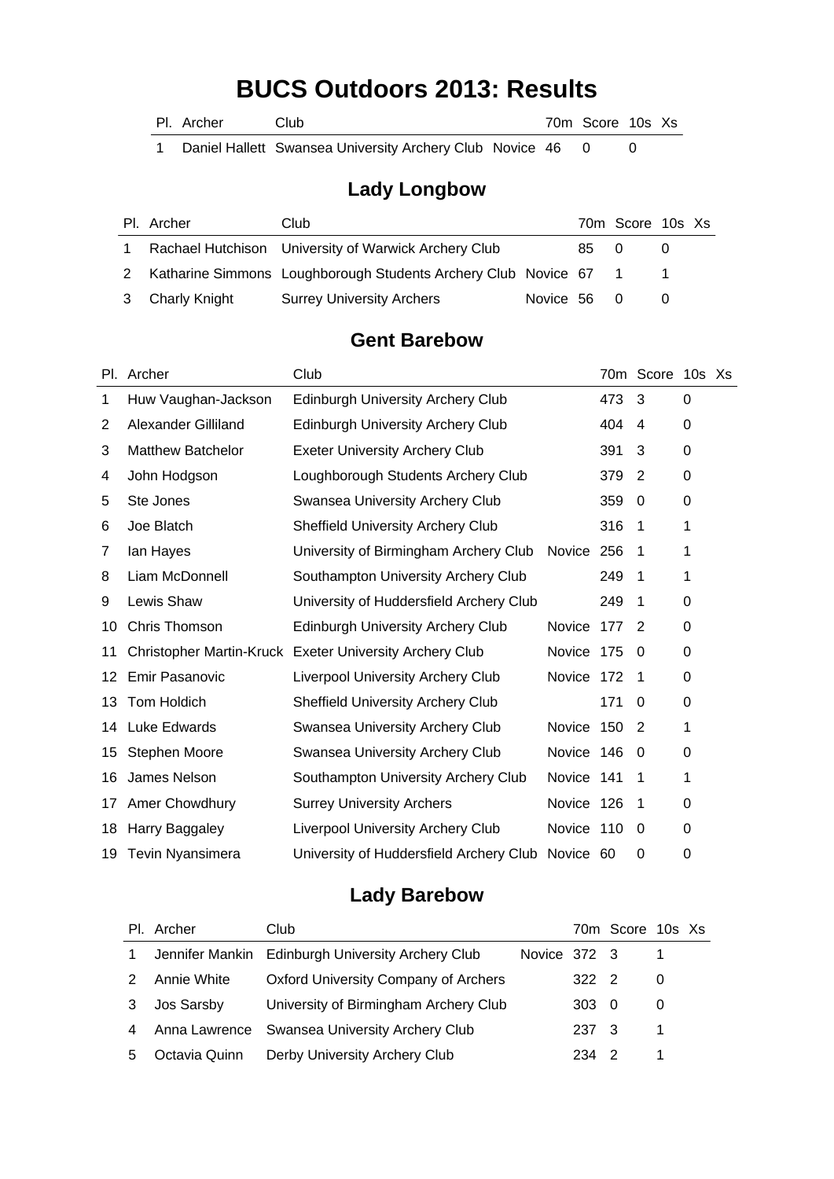# BUCS Outdoors 2013: Results

| Pl. | Archer | Club | | 70m | Score | 10s | Xs |
|---|---|---|---|---|---|---|---|
| 1 | Daniel Hallett | Swansea University Archery Club | Novice | 46 | 0 | 0 | |

## Lady Longbow

| Pl. | Archer | Club | | 70m | Score | 10s | Xs |
|---|---|---|---|---|---|---|---|
| 1 | Rachael Hutchison | University of Warwick Archery Club | | 85 | 0 | 0 | |
| 2 | Katharine Simmons | Loughborough Students Archery Club | Novice | 67 | 1 | 1 | |
| 3 | Charly Knight | Surrey University Archers | Novice | 56 | 0 | 0 | |

## Gent Barebow

| Pl. | Archer | Club | | 70m | Score | 10s | Xs |
|---|---|---|---|---|---|---|---|
| 1 | Huw Vaughan-Jackson | Edinburgh University Archery Club | | 473 | 3 | 0 | |
| 2 | Alexander Gilliland | Edinburgh University Archery Club | | 404 | 4 | 0 | |
| 3 | Matthew Batchelor | Exeter University Archery Club | | 391 | 3 | 0 | |
| 4 | John Hodgson | Loughborough Students Archery Club | | 379 | 2 | 0 | |
| 5 | Ste Jones | Swansea University Archery Club | | 359 | 0 | 0 | |
| 6 | Joe Blatch | Sheffield University Archery Club | | 316 | 1 | 1 | |
| 7 | Ian Hayes | University of Birmingham Archery Club | Novice | 256 | 1 | 1 | |
| 8 | Liam McDonnell | Southampton University Archery Club | | 249 | 1 | 1 | |
| 9 | Lewis Shaw | University of Huddersfield Archery Club | | 249 | 1 | 0 | |
| 10 | Chris Thomson | Edinburgh University Archery Club | Novice | 177 | 2 | 0 | |
| 11 | Christopher Martin-Kruck | Exeter University Archery Club | Novice | 175 | 0 | 0 | |
| 12 | Emir Pasanovic | Liverpool University Archery Club | Novice | 172 | 1 | 0 | |
| 13 | Tom Holdich | Sheffield University Archery Club | | 171 | 0 | 0 | |
| 14 | Luke Edwards | Swansea University Archery Club | Novice | 150 | 2 | 1 | |
| 15 | Stephen Moore | Swansea University Archery Club | Novice | 146 | 0 | 0 | |
| 16 | James Nelson | Southampton University Archery Club | Novice | 141 | 1 | 1 | |
| 17 | Amer Chowdhury | Surrey University Archers | Novice | 126 | 1 | 0 | |
| 18 | Harry Baggaley | Liverpool University Archery Club | Novice | 110 | 0 | 0 | |
| 19 | Tevin Nyansimera | University of Huddersfield Archery Club | Novice | 60 | 0 | 0 | |

## Lady Barebow

| Pl. | Archer | Club | | 70m | Score | 10s | Xs |
|---|---|---|---|---|---|---|---|
| 1 | Jennifer Mankin | Edinburgh University Archery Club | Novice | 372 | 3 | 1 | |
| 2 | Annie White | Oxford University Company of Archers | | 322 | 2 | 0 | |
| 3 | Jos Sarsby | University of Birmingham Archery Club | | 303 | 0 | 0 | |
| 4 | Anna Lawrence | Swansea University Archery Club | | 237 | 3 | 1 | |
| 5 | Octavia Quinn | Derby University Archery Club | | 234 | 2 | 1 | |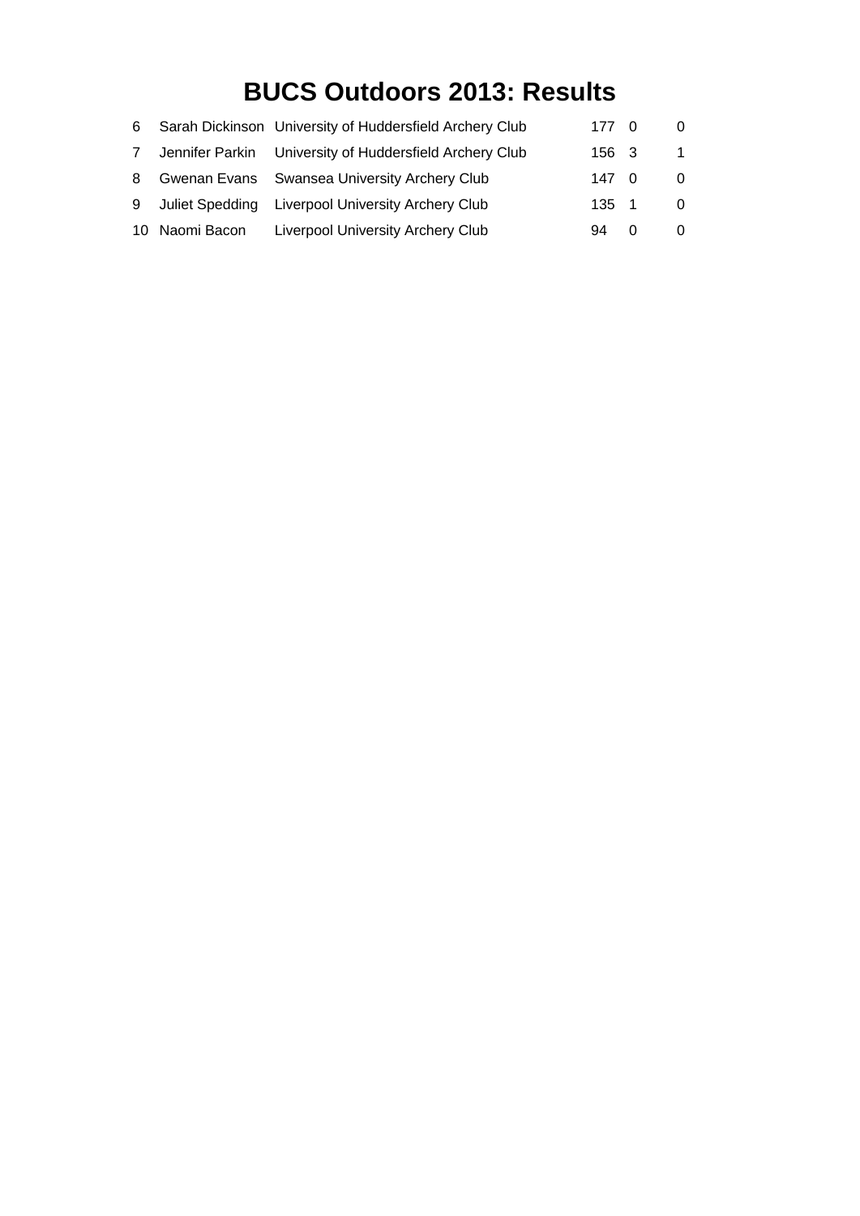# BUCS Outdoors 2013: Results

| | | | | | |
|---|---|---|---|---|---|
| 6 | Sarah Dickinson | University of Huddersfield Archery Club | 177 | 0 | 0 |
| 7 | Jennifer Parkin | University of Huddersfield Archery Club | 156 | 3 | 1 |
| 8 | Gwenan Evans | Swansea University Archery Club | 147 | 0 | 0 |
| 9 | Juliet Spedding | Liverpool University Archery Club | 135 | 1 | 0 |
| 10 | Naomi Bacon | Liverpool University Archery Club | 94 | 0 | 0 |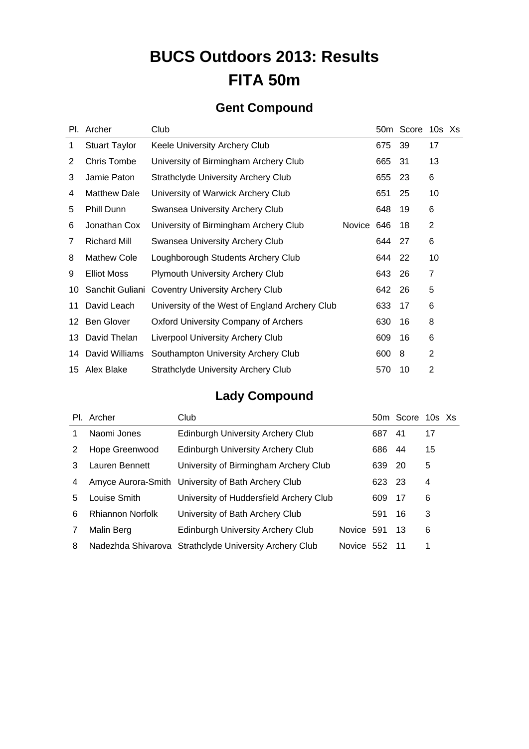# BUCS Outdoors 2013: Results

# FITA 50m

## Gent Compound

| Pl. | Archer | Club | | 50m | Score | 10s | Xs |
|---|---|---|---|---|---|---|---|
| 1 | Stuart Taylor | Keele University Archery Club | | 675 | 39 | 17 | |
| 2 | Chris Tombe | University of Birmingham Archery Club | | 665 | 31 | 13 | |
| 3 | Jamie Paton | Strathclyde University Archery Club | | 655 | 23 | 6 | |
| 4 | Matthew Dale | University of Warwick Archery Club | | 651 | 25 | 10 | |
| 5 | Phill Dunn | Swansea University Archery Club | | 648 | 19 | 6 | |
| 6 | Jonathan Cox | University of Birmingham Archery Club | Novice | 646 | 18 | 2 | |
| 7 | Richard Mill | Swansea University Archery Club | | 644 | 27 | 6 | |
| 8 | Mathew Cole | Loughborough Students Archery Club | | 644 | 22 | 10 | |
| 9 | Elliot Moss | Plymouth University Archery Club | | 643 | 26 | 7 | |
| 10 | Sanchit Guliani | Coventry University Archery Club | | 642 | 26 | 5 | |
| 11 | David Leach | University of the West of England Archery Club | | 633 | 17 | 6 | |
| 12 | Ben Glover | Oxford University Company of Archers | | 630 | 16 | 8 | |
| 13 | David Thelan | Liverpool University Archery Club | | 609 | 16 | 6 | |
| 14 | David Williams | Southampton University Archery Club | | 600 | 8 | 2 | |
| 15 | Alex Blake | Strathclyde University Archery Club | | 570 | 10 | 2 | |

## Lady Compound

| Pl. | Archer | Club | | 50m | Score | 10s | Xs |
|---|---|---|---|---|---|---|---|
| 1 | Naomi Jones | Edinburgh University Archery Club | | 687 | 41 | 17 | |
| 2 | Hope Greenwood | Edinburgh University Archery Club | | 686 | 44 | 15 | |
| 3 | Lauren Bennett | University of Birmingham Archery Club | | 639 | 20 | 5 | |
| 4 | Amyce Aurora-Smith | University of Bath Archery Club | | 623 | 23 | 4 | |
| 5 | Louise Smith | University of Huddersfield Archery Club | | 609 | 17 | 6 | |
| 6 | Rhiannon Norfolk | University of Bath Archery Club | | 591 | 16 | 3 | |
| 7 | Malin Berg | Edinburgh University Archery Club | Novice | 591 | 13 | 6 | |
| 8 | Nadezhda Shivarova | Strathclyde University Archery Club | Novice | 552 | 11 | 1 | |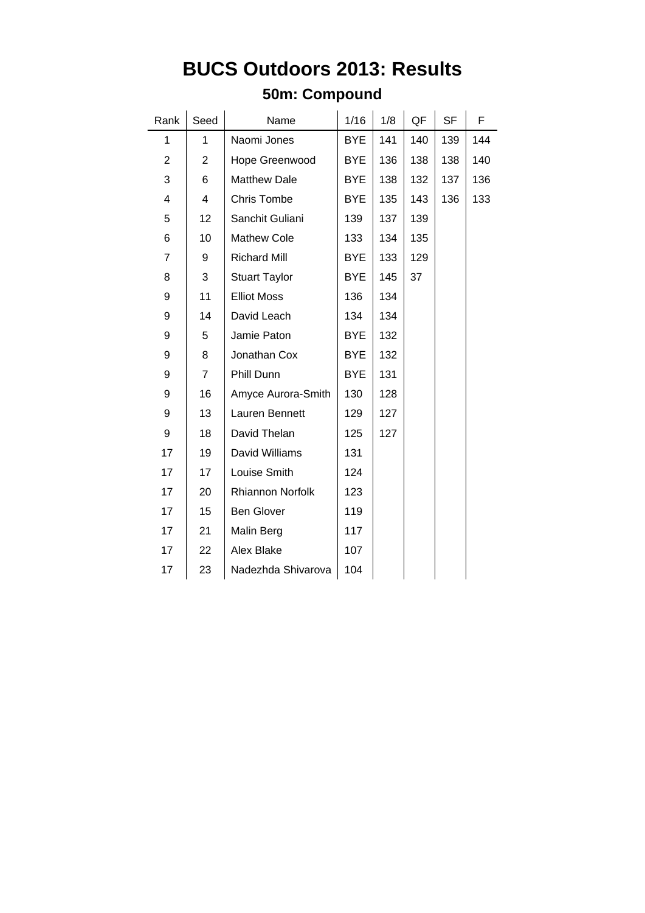# BUCS Outdoors 2013: Results

## 50m: Compound

| Rank | Seed | Name | 1/16 | 1/8 | QF | SF | F |
|---|---|---|---|---|---|---|---|
| 1 | 1 | Naomi Jones | BYE | 141 | 140 | 139 | 144 |
| 2 | 2 | Hope Greenwood | BYE | 136 | 138 | 138 | 140 |
| 3 | 6 | Matthew Dale | BYE | 138 | 132 | 137 | 136 |
| 4 | 4 | Chris Tombe | BYE | 135 | 143 | 136 | 133 |
| 5 | 12 | Sanchit Guliani | 139 | 137 | 139 | | |
| 6 | 10 | Mathew Cole | 133 | 134 | 135 | | |
| 7 | 9 | Richard Mill | BYE | 133 | 129 | | |
| 8 | 3 | Stuart Taylor | BYE | 145 | 37 | | |
| 9 | 11 | Elliot Moss | 136 | 134 | | | |
| 9 | 14 | David Leach | 134 | 134 | | | |
| 9 | 5 | Jamie Paton | BYE | 132 | | | |
| 9 | 8 | Jonathan Cox | BYE | 132 | | | |
| 9 | 7 | Phill Dunn | BYE | 131 | | | |
| 9 | 16 | Amyce Aurora-Smith | 130 | 128 | | | |
| 9 | 13 | Lauren Bennett | 129 | 127 | | | |
| 9 | 18 | David Thelan | 125 | 127 | | | |
| 17 | 19 | David Williams | 131 | | | | |
| 17 | 17 | Louise Smith | 124 | | | | |
| 17 | 20 | Rhiannon Norfolk | 123 | | | | |
| 17 | 15 | Ben Glover | 119 | | | | |
| 17 | 21 | Malin Berg | 117 | | | | |
| 17 | 22 | Alex Blake | 107 | | | | |
| 17 | 23 | Nadezhda Shivarova | 104 | | | | |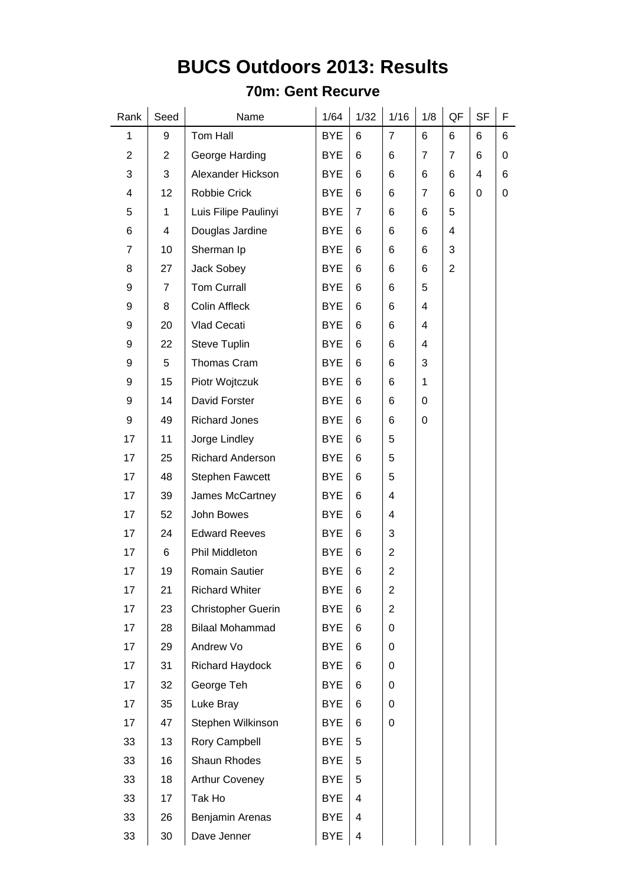# BUCS Outdoors 2013: Results

## 70m: Gent Recurve

| Rank | Seed | Name | 1/64 | 1/32 | 1/16 | 1/8 | QF | SF | F |
|---|---|---|---|---|---|---|---|---|---|
| 1 | 9 | Tom Hall | BYE | 6 | 7 | 6 | 6 | 6 | 6 |
| 2 | 2 | George Harding | BYE | 6 | 6 | 7 | 7 | 6 | 0 |
| 3 | 3 | Alexander Hickson | BYE | 6 | 6 | 6 | 6 | 4 | 6 |
| 4 | 12 | Robbie Crick | BYE | 6 | 6 | 7 | 6 | 0 | 0 |
| 5 | 1 | Luis Filipe Paulinyi | BYE | 7 | 6 | 6 | 5 | | |
| 6 | 4 | Douglas Jardine | BYE | 6 | 6 | 6 | 4 | | |
| 7 | 10 | Sherman Ip | BYE | 6 | 6 | 6 | 3 | | |
| 8 | 27 | Jack Sobey | BYE | 6 | 6 | 6 | 2 | | |
| 9 | 7 | Tom Currall | BYE | 6 | 6 | 5 | | | |
| 9 | 8 | Colin Affleck | BYE | 6 | 6 | 4 | | | |
| 9 | 20 | Vlad Cecati | BYE | 6 | 6 | 4 | | | |
| 9 | 22 | Steve Tuplin | BYE | 6 | 6 | 4 | | | |
| 9 | 5 | Thomas Cram | BYE | 6 | 6 | 3 | | | |
| 9 | 15 | Piotr Wojtczuk | BYE | 6 | 6 | 1 | | | |
| 9 | 14 | David Forster | BYE | 6 | 6 | 0 | | | |
| 9 | 49 | Richard Jones | BYE | 6 | 6 | 0 | | | |
| 17 | 11 | Jorge Lindley | BYE | 6 | 5 | | | | |
| 17 | 25 | Richard Anderson | BYE | 6 | 5 | | | | |
| 17 | 48 | Stephen Fawcett | BYE | 6 | 5 | | | | |
| 17 | 39 | James McCartney | BYE | 6 | 4 | | | | |
| 17 | 52 | John Bowes | BYE | 6 | 4 | | | | |
| 17 | 24 | Edward Reeves | BYE | 6 | 3 | | | | |
| 17 | 6 | Phil Middleton | BYE | 6 | 2 | | | | |
| 17 | 19 | Romain Sautier | BYE | 6 | 2 | | | | |
| 17 | 21 | Richard Whiter | BYE | 6 | 2 | | | | |
| 17 | 23 | Christopher Guerin | BYE | 6 | 2 | | | | |
| 17 | 28 | Bilaal Mohammad | BYE | 6 | 0 | | | | |
| 17 | 29 | Andrew Vo | BYE | 6 | 0 | | | | |
| 17 | 31 | Richard Haydock | BYE | 6 | 0 | | | | |
| 17 | 32 | George Teh | BYE | 6 | 0 | | | | |
| 17 | 35 | Luke Bray | BYE | 6 | 0 | | | | |
| 17 | 47 | Stephen Wilkinson | BYE | 6 | 0 | | | | |
| 33 | 13 | Rory Campbell | BYE | 5 | | | | | |
| 33 | 16 | Shaun Rhodes | BYE | 5 | | | | | |
| 33 | 18 | Arthur Coveney | BYE | 5 | | | | | |
| 33 | 17 | Tak Ho | BYE | 4 | | | | | |
| 33 | 26 | Benjamin Arenas | BYE | 4 | | | | | |
| 33 | 30 | Dave Jenner | BYE | 4 | | | | | |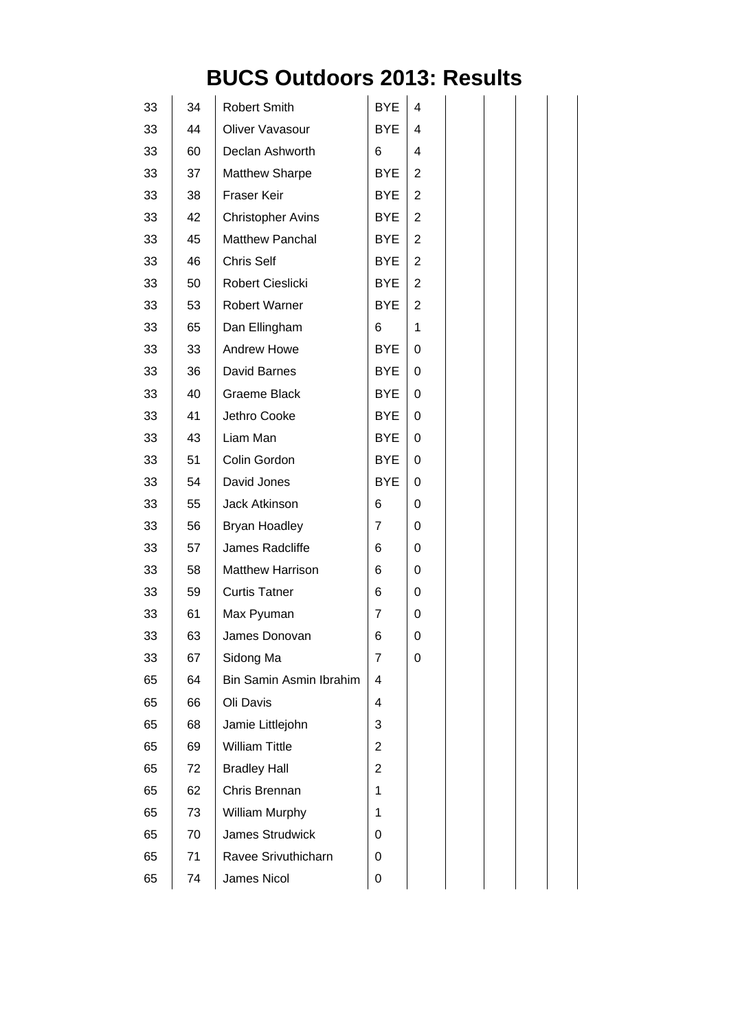# BUCS Outdoors 2013: Results

| | | | | | | | | | |
|---|---|---|---|---|---|---|---|---|---|
| 33 | 34 | Robert Smith | BYE | 4 | | | | | |
| 33 | 44 | Oliver Vavasour | BYE | 4 | | | | | |
| 33 | 60 | Declan Ashworth | 6 | 4 | | | | | |
| 33 | 37 | Matthew Sharpe | BYE | 2 | | | | | |
| 33 | 38 | Fraser Keir | BYE | 2 | | | | | |
| 33 | 42 | Christopher Avins | BYE | 2 | | | | | |
| 33 | 45 | Matthew Panchal | BYE | 2 | | | | | |
| 33 | 46 | Chris Self | BYE | 2 | | | | | |
| 33 | 50 | Robert Cieslicki | BYE | 2 | | | | | |
| 33 | 53 | Robert Warner | BYE | 2 | | | | | |
| 33 | 65 | Dan Ellingham | 6 | 1 | | | | | |
| 33 | 33 | Andrew Howe | BYE | 0 | | | | | |
| 33 | 36 | David Barnes | BYE | 0 | | | | | |
| 33 | 40 | Graeme Black | BYE | 0 | | | | | |
| 33 | 41 | Jethro Cooke | BYE | 0 | | | | | |
| 33 | 43 | Liam Man | BYE | 0 | | | | | |
| 33 | 51 | Colin Gordon | BYE | 0 | | | | | |
| 33 | 54 | David Jones | BYE | 0 | | | | | |
| 33 | 55 | Jack Atkinson | 6 | 0 | | | | | |
| 33 | 56 | Bryan Hoadley | 7 | 0 | | | | | |
| 33 | 57 | James Radcliffe | 6 | 0 | | | | | |
| 33 | 58 | Matthew Harrison | 6 | 0 | | | | | |
| 33 | 59 | Curtis Tatner | 6 | 0 | | | | | |
| 33 | 61 | Max Pyuman | 7 | 0 | | | | | |
| 33 | 63 | James Donovan | 6 | 0 | | | | | |
| 33 | 67 | Sidong Ma | 7 | 0 | | | | | |
| 65 | 64 | Bin Samin Asmin Ibrahim | 4 | | | | | | |
| 65 | 66 | Oli Davis | 4 | | | | | | |
| 65 | 68 | Jamie Littlejohn | 3 | | | | | | |
| 65 | 69 | William Tittle | 2 | | | | | | |
| 65 | 72 | Bradley Hall | 2 | | | | | | |
| 65 | 62 | Chris Brennan | 1 | | | | | | |
| 65 | 73 | William Murphy | 1 | | | | | | |
| 65 | 70 | James Strudwick | 0 | | | | | | |
| 65 | 71 | Ravee Srivuthicharn | 0 | | | | | | |
| 65 | 74 | James Nicol | 0 | | | | | | |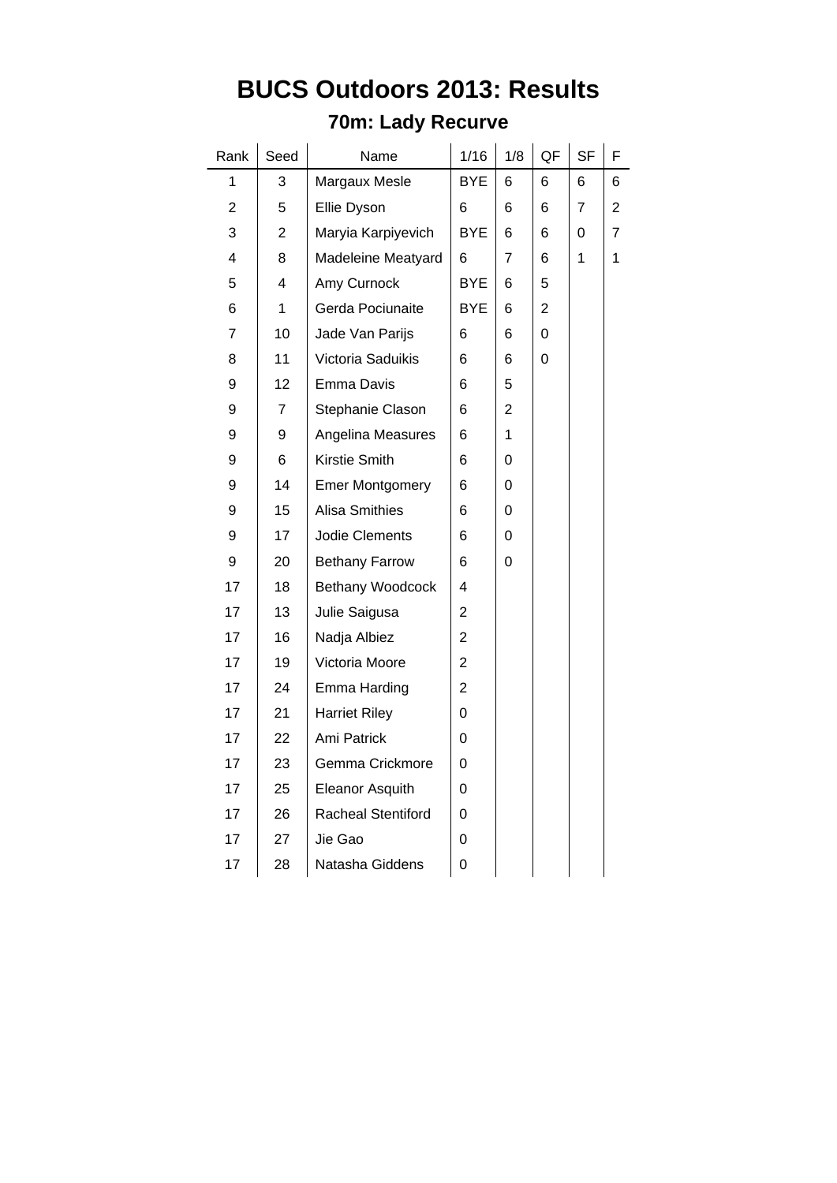# BUCS Outdoors 2013: Results

## 70m: Lady Recurve

| Rank | Seed | Name | 1/16 | 1/8 | QF | SF | F |
|---|---|---|---|---|---|---|---|
| 1 | 3 | Margaux Mesle | BYE | 6 | 6 | 6 | 6 |
| 2 | 5 | Ellie Dyson | 6 | 6 | 6 | 7 | 2 |
| 3 | 2 | Maryia Karpiyevich | BYE | 6 | 6 | 0 | 7 |
| 4 | 8 | Madeleine Meatyard | 6 | 7 | 6 | 1 | 1 |
| 5 | 4 | Amy Curnock | BYE | 6 | 5 | | |
| 6 | 1 | Gerda Pociunaite | BYE | 6 | 2 | | |
| 7 | 10 | Jade Van Parijs | 6 | 6 | 0 | | |
| 8 | 11 | Victoria Saduikis | 6 | 6 | 0 | | |
| 9 | 12 | Emma Davis | 6 | 5 | | | |
| 9 | 7 | Stephanie Clason | 6 | 2 | | | |
| 9 | 9 | Angelina Measures | 6 | 1 | | | |
| 9 | 6 | Kirstie Smith | 6 | 0 | | | |
| 9 | 14 | Emer Montgomery | 6 | 0 | | | |
| 9 | 15 | Alisa Smithies | 6 | 0 | | | |
| 9 | 17 | Jodie Clements | 6 | 0 | | | |
| 9 | 20 | Bethany Farrow | 6 | 0 | | | |
| 17 | 18 | Bethany Woodcock | 4 | | | | |
| 17 | 13 | Julie Saigusa | 2 | | | | |
| 17 | 16 | Nadja Albiez | 2 | | | | |
| 17 | 19 | Victoria Moore | 2 | | | | |
| 17 | 24 | Emma Harding | 2 | | | | |
| 17 | 21 | Harriet Riley | 0 | | | | |
| 17 | 22 | Ami Patrick | 0 | | | | |
| 17 | 23 | Gemma Crickmore | 0 | | | | |
| 17 | 25 | Eleanor Asquith | 0 | | | | |
| 17 | 26 | Racheal Stentiford | 0 | | | | |
| 17 | 27 | Jie Gao | 0 | | | | |
| 17 | 28 | Natasha Giddens | 0 | | | | |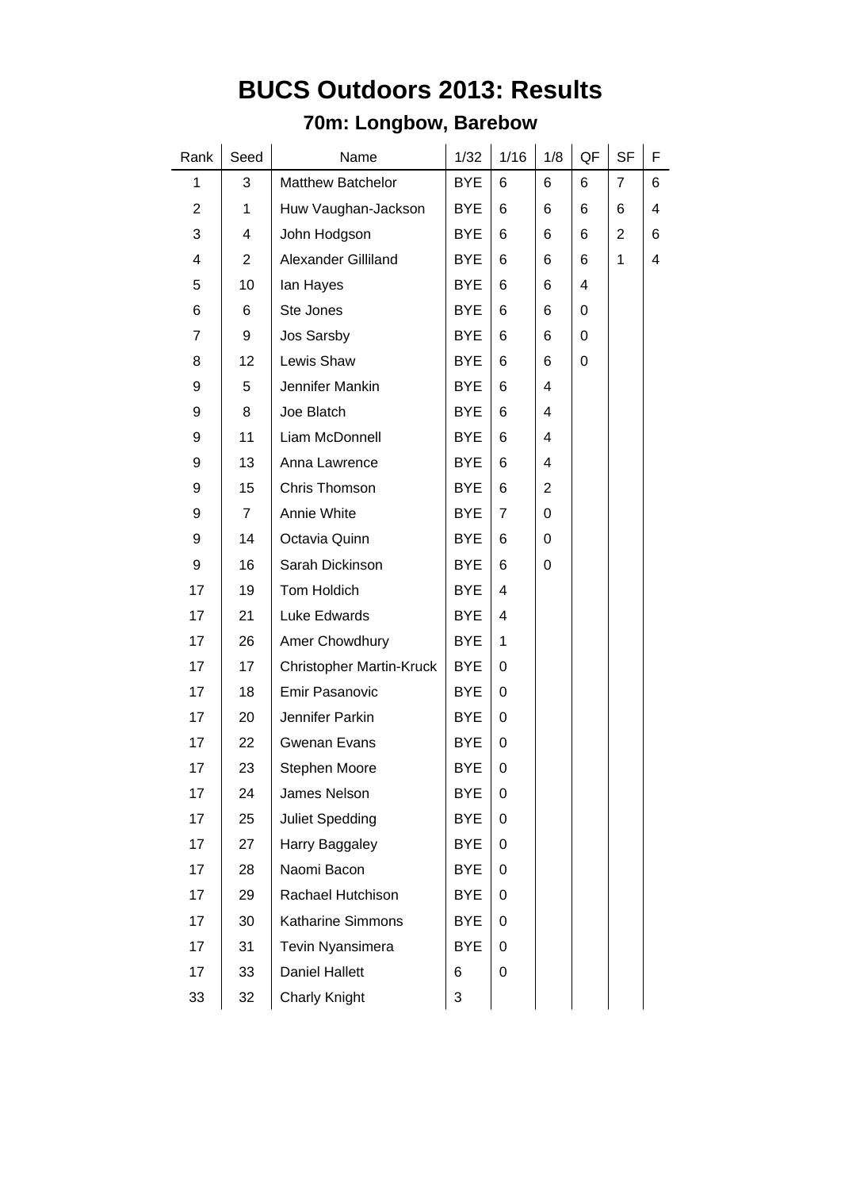# BUCS Outdoors 2013: Results

## 70m: Longbow, Barebow

| Rank | Seed | Name | 1/32 | 1/16 | 1/8 | QF | SF | F |
|---|---|---|---|---|---|---|---|---|
| 1 | 3 | Matthew Batchelor | BYE | 6 | 6 | 6 | 7 | 6 |
| 2 | 1 | Huw Vaughan-Jackson | BYE | 6 | 6 | 6 | 6 | 4 |
| 3 | 4 | John Hodgson | BYE | 6 | 6 | 6 | 2 | 6 |
| 4 | 2 | Alexander Gilliland | BYE | 6 | 6 | 6 | 1 | 4 |
| 5 | 10 | Ian Hayes | BYE | 6 | 6 | 4 | | |
| 6 | 6 | Ste Jones | BYE | 6 | 6 | 0 | | |
| 7 | 9 | Jos Sarsby | BYE | 6 | 6 | 0 | | |
| 8 | 12 | Lewis Shaw | BYE | 6 | 6 | 0 | | |
| 9 | 5 | Jennifer Mankin | BYE | 6 | 4 | | | |
| 9 | 8 | Joe Blatch | BYE | 6 | 4 | | | |
| 9 | 11 | Liam McDonnell | BYE | 6 | 4 | | | |
| 9 | 13 | Anna Lawrence | BYE | 6 | 4 | | | |
| 9 | 15 | Chris Thomson | BYE | 6 | 2 | | | |
| 9 | 7 | Annie White | BYE | 7 | 0 | | | |
| 9 | 14 | Octavia Quinn | BYE | 6 | 0 | | | |
| 9 | 16 | Sarah Dickinson | BYE | 6 | 0 | | | |
| 17 | 19 | Tom Holdich | BYE | 4 | | | | |
| 17 | 21 | Luke Edwards | BYE | 4 | | | | |
| 17 | 26 | Amer Chowdhury | BYE | 1 | | | | |
| 17 | 17 | Christopher Martin-Kruck | BYE | 0 | | | | |
| 17 | 18 | Emir Pasanovic | BYE | 0 | | | | |
| 17 | 20 | Jennifer Parkin | BYE | 0 | | | | |
| 17 | 22 | Gwenan Evans | BYE | 0 | | | | |
| 17 | 23 | Stephen Moore | BYE | 0 | | | | |
| 17 | 24 | James Nelson | BYE | 0 | | | | |
| 17 | 25 | Juliet Spedding | BYE | 0 | | | | |
| 17 | 27 | Harry Baggaley | BYE | 0 | | | | |
| 17 | 28 | Naomi Bacon | BYE | 0 | | | | |
| 17 | 29 | Rachael Hutchison | BYE | 0 | | | | |
| 17 | 30 | Katharine Simmons | BYE | 0 | | | | |
| 17 | 31 | Tevin Nyansimera | BYE | 0 | | | | |
| 17 | 33 | Daniel Hallett | 6 | 0 | | | | |
| 33 | 32 | Charly Knight | 3 | | | | | |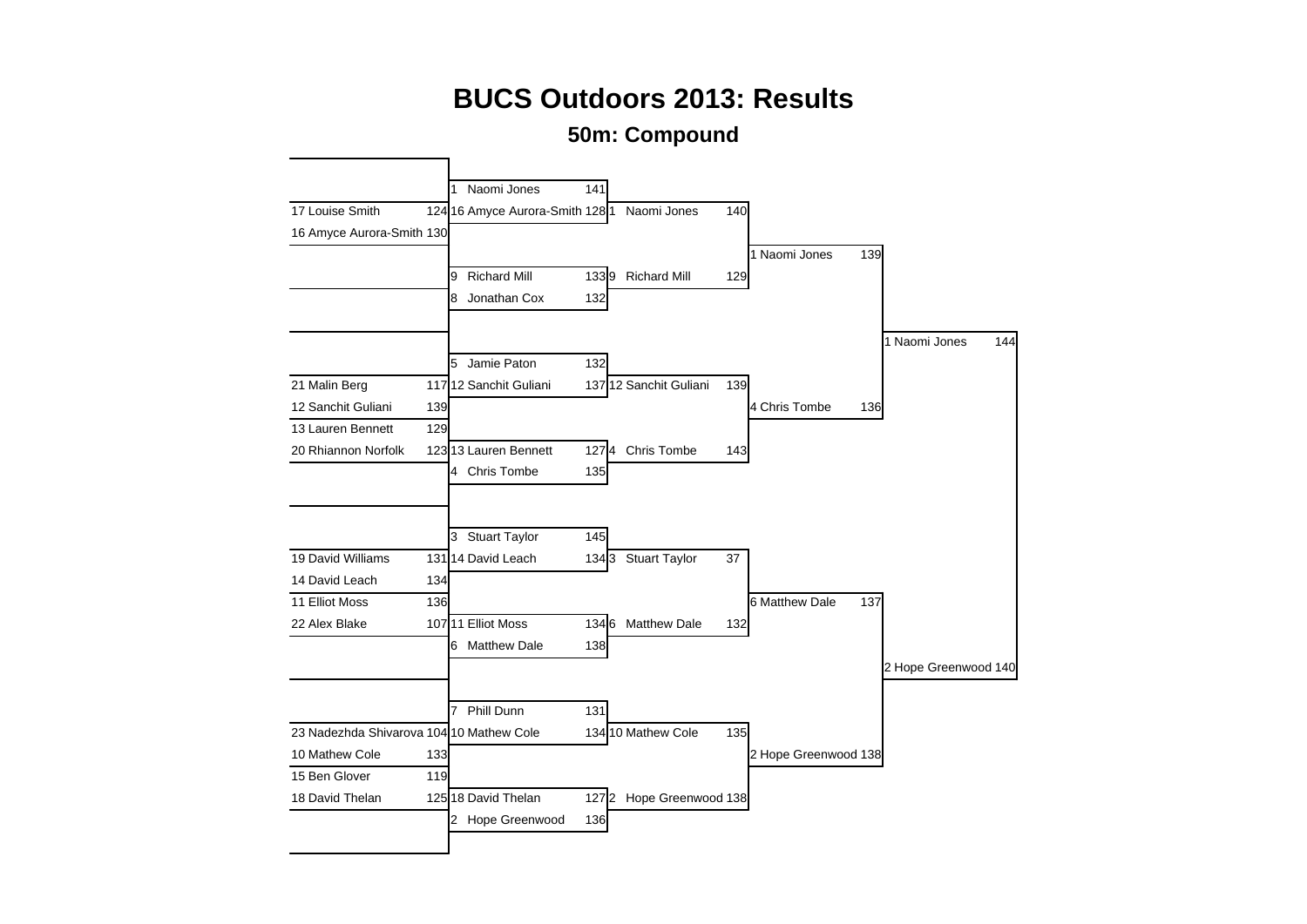# BUCS Outdoors 2013: Results

## 50m: Compound

| Round 1 | Score | Round 2 | Score | Quarter-finals | Score | Semi-finals | Score | Final | Score |
|---|---|---|---|---|---|---|---|---|---|
| | | 1 Naomi Jones | 141 | 1 Naomi Jones | 140 | 1 Naomi Jones | 139 | 1 Naomi Jones | 144 |
| 17 Louise Smith | 124 | 16 Amyce Aurora-Smith | 128 | 9 Richard Mill | 129 | 4 Chris Tombe | 136 | 2 Hope Greenwood | 140 |
| 16 Amyce Aurora-Smith | 130 | 9 Richard Mill | 133 | 12 Sanchit Guliani | 139 | 6 Matthew Dale | 137 | | |
| 21 Malin Berg | 117 | 8 Jonathan Cox | 132 | 4 Chris Tombe | 143 | 2 Hope Greenwood | 138 | | |
| 12 Sanchit Guliani | 139 | 5 Jamie Paton | 132 | 3 Stuart Taylor | 37 | | | | |
| 13 Lauren Bennett | 129 | 12 Sanchit Guliani | 137 | 6 Matthew Dale | 132 | | | | |
| 20 Rhiannon Norfolk | 123 | 13 Lauren Bennett | 127 | 10 Mathew Cole | 135 | | | | |
| 19 David Williams | 131 | 4 Chris Tombe | 135 | 2 Hope Greenwood | 138 | | | | |
| 14 David Leach | 134 | 3 Stuart Taylor | 145 | | | | | | |
| 11 Elliot Moss | 136 | 14 David Leach | 134 | | | | | | |
| 22 Alex Blake | 107 | 11 Elliot Moss | 134 | | | | | | |
| 23 Nadezhda Shivarova | 104 | 6 Matthew Dale | 138 | | | | | | |
| 10 Mathew Cole | 133 | 7 Phill Dunn | 131 | | | | | | |
| 15 Ben Glover | 119 | 10 Mathew Cole | 134 | | | | | | |
| 18 David Thelan | 125 | 18 David Thelan | 127 | | | | | | |
| | | 2 Hope Greenwood | 136 | | | | | | |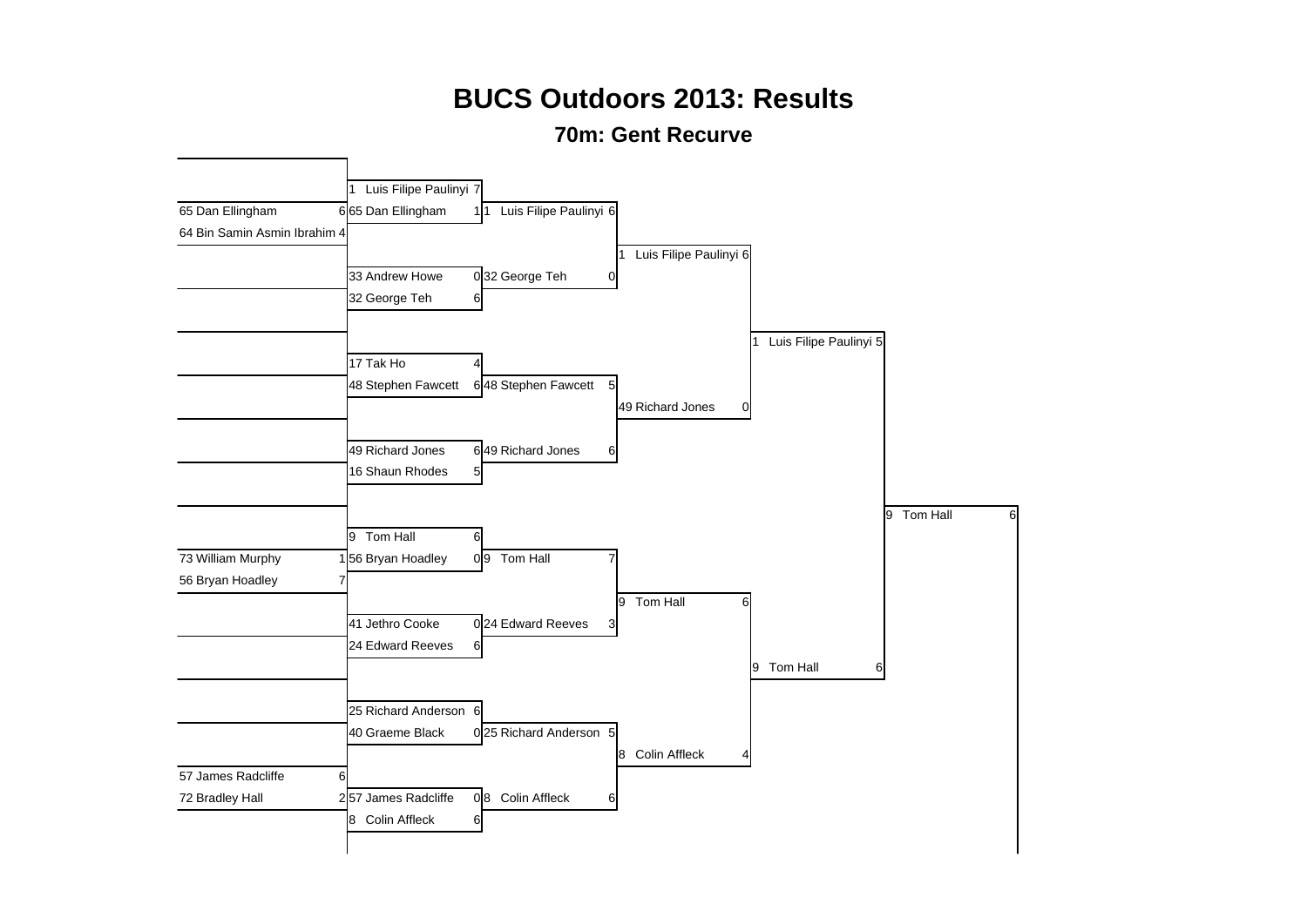# BUCS Outdoors 2013: Results

## 70m: Gent Recurve

**Round 1**

| Archer | Score |
|---|---|
| 65 Dan Ellingham | 6 |
| 64 Bin Samin Asmin Ibrahim | 4 |
| 73 William Murphy | 1 |
| 56 Bryan Hoadley | 7 |
| 57 James Radcliffe | 6 |
| 72 Bradley Hall | 2 |

**Round 2**

| Archer | Score |
|---|---|
| 1 Luis Filipe Paulinyi | 7 |
| 65 Dan Ellingham | 1 |
| 33 Andrew Howe | 0 |
| 32 George Teh | 6 |
| 17 Tak Ho | 4 |
| 48 Stephen Fawcett | 6 |
| 49 Richard Jones | 6 |
| 16 Shaun Rhodes | 5 |
| 9 Tom Hall | 6 |
| 56 Bryan Hoadley | 0 |
| 41 Jethro Cooke | 0 |
| 24 Edward Reeves | 6 |
| 25 Richard Anderson | 6 |
| 40 Graeme Black | 0 |
| 57 James Radcliffe | 0 |
| 8 Colin Affleck | 6 |

**Round 3**

| Archer | Score |
|---|---|
| 1 Luis Filipe Paulinyi | 6 |
| 32 George Teh | 0 |
| 48 Stephen Fawcett | 5 |
| 49 Richard Jones | 6 |
| 9 Tom Hall | 7 |
| 24 Edward Reeves | 3 |
| 25 Richard Anderson | 5 |
| 8 Colin Affleck | 6 |

**Quarter-finals**

| Archer | Score |
|---|---|
| 1 Luis Filipe Paulinyi | 6 |
| 49 Richard Jones | 0 |
| 9 Tom Hall | 6 |
| 8 Colin Affleck | 4 |

**Semi-finals**

| Archer | Score |
|---|---|
| 1 Luis Filipe Paulinyi | 5 |
| 9 Tom Hall | 6 |

**Final**

| Archer | Score |
|---|---|
| 9 Tom Hall | 6 |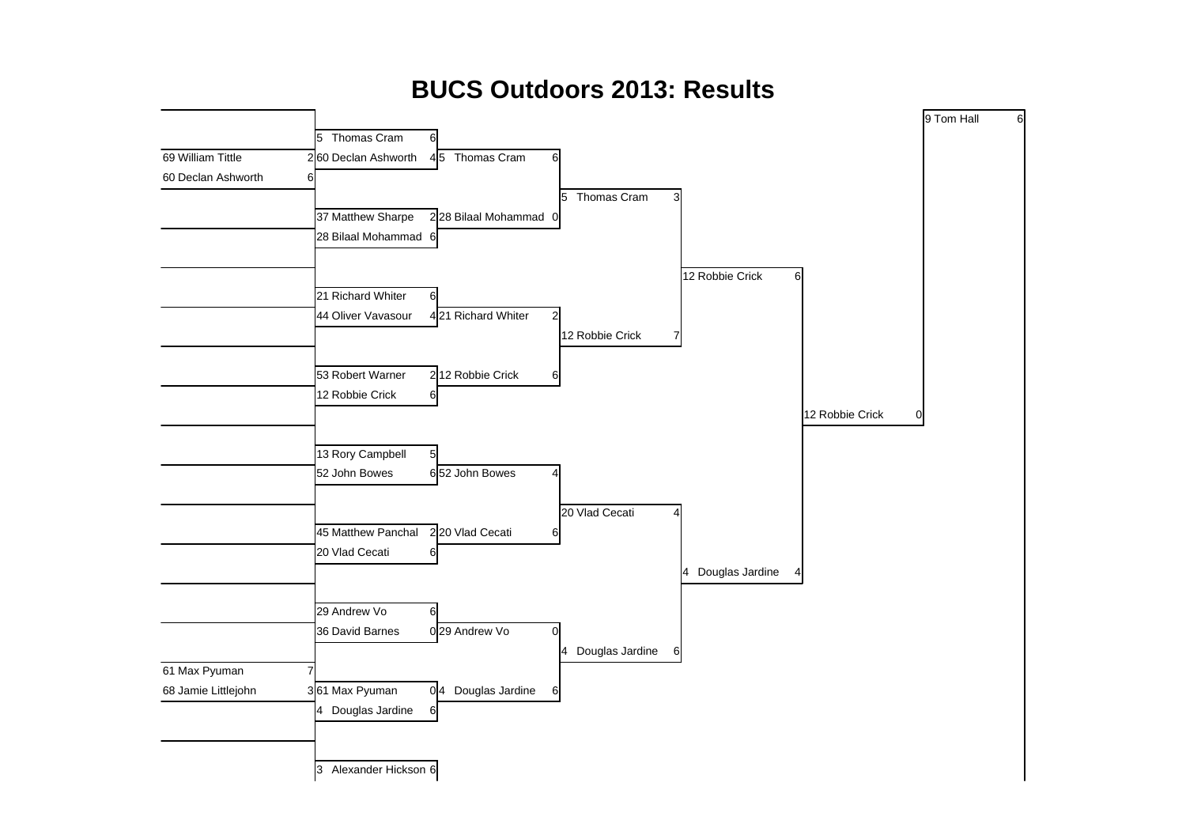# BUCS Outdoors 2013: Results

**Round 1**

| Player | Score |
|---|---|
| 69 William Tittle | 2 |
| 60 Declan Ashworth | 6 |
| 61 Max Pyuman | 7 |
| 68 Jamie Littlejohn | 3 |

**Round 2**

| Player | Score |
|---|---|
| 5 Thomas Cram | 6 |
| 60 Declan Ashworth | 4 |
| 37 Matthew Sharpe | 2 |
| 28 Bilaal Mohammad | 6 |
| 21 Richard Whiter | 6 |
| 44 Oliver Vavasour | 4 |
| 53 Robert Warner | 2 |
| 12 Robbie Crick | 6 |
| 13 Rory Campbell | 5 |
| 52 John Bowes | 6 |
| 45 Matthew Panchal | 2 |
| 20 Vlad Cecati | 6 |
| 29 Andrew Vo | 6 |
| 36 David Barnes | 0 |
| 61 Max Pyuman | 0 |
| 4 Douglas Jardine | 6 |
| 3 Alexander Hickson | 6 |

**Round 3**

| Player | Score |
|---|---|
| 5 Thomas Cram | 6 |
| 28 Bilaal Mohammad | 0 |
| 21 Richard Whiter | 2 |
| 12 Robbie Crick | 6 |
| 52 John Bowes | 4 |
| 20 Vlad Cecati | 6 |
| 29 Andrew Vo | 0 |
| 4 Douglas Jardine | 6 |

**Quarter-finals**

| Player | Score |
|---|---|
| 5 Thomas Cram | 3 |
| 12 Robbie Crick | 7 |
| 20 Vlad Cecati | 4 |
| 4 Douglas Jardine | 6 |

**Semi-finals**

| Player | Score |
|---|---|
| 12 Robbie Crick | 6 |
| 4 Douglas Jardine | 4 |

**Final**

| Player | Score |
|---|---|
| 12 Robbie Crick | 0 |
| 9 Tom Hall | 6 |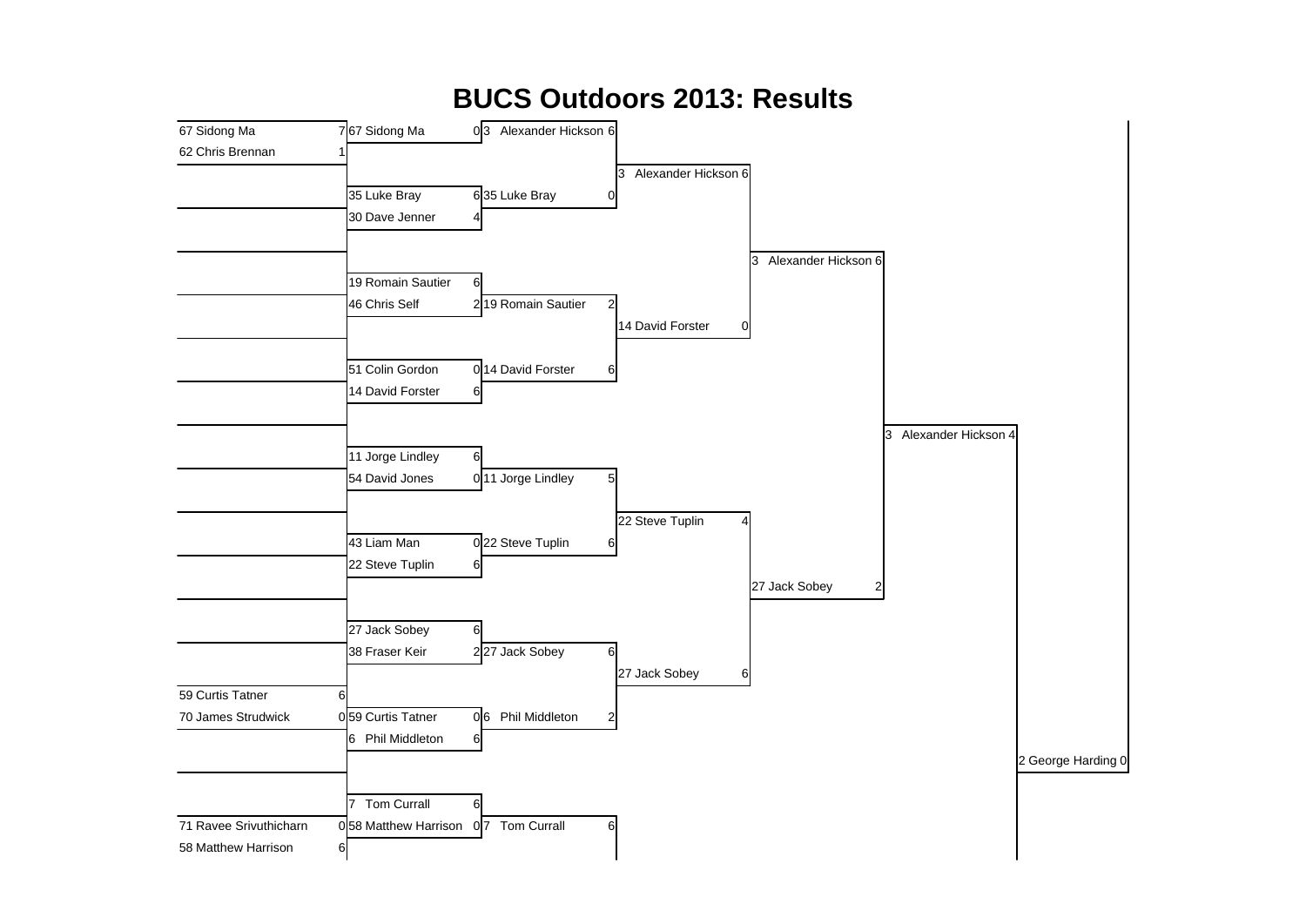# BUCS Outdoors 2013: Results

| Round 1 | | Round 2 | | Round 3 | | Quarter-final | | Semi-final | | Final | | Winner | |
|---|---|---|---|---|---|---|---|---|---|---|---|---|---|
| 67 Sidong Ma | 7 | 67 Sidong Ma | 0 | 3 Alexander Hickson | 6 | 3 Alexander Hickson | 6 | 3 Alexander Hickson | 6 | 3 Alexander Hickson | 4 | 2 George Harding | 0 |
| 62 Chris Brennan | 1 | 35 Luke Bray | 6 | 35 Luke Bray | 0 | 14 David Forster | 0 | 27 Jack Sobey | 2 | | | | |
| | | 30 Dave Jenner | 4 | 19 Romain Sautier | 2 | 22 Steve Tuplin | 4 | | | | | | |
| | | 19 Romain Sautier | 6 | 14 David Forster | 6 | 27 Jack Sobey | 6 | | | | | | |
| | | 46 Chris Self | 2 | 11 Jorge Lindley | 5 | | | | | | | | |
| | | 51 Colin Gordon | 0 | 22 Steve Tuplin | 6 | | | | | | | | |
| | | 14 David Forster | 6 | 27 Jack Sobey | 6 | | | | | | | | |
| | | 11 Jorge Lindley | 6 | 6 Phil Middleton | 2 | | | | | | | | |
| | | 54 David Jones | 0 | 7 Tom Currall | 6 | | | | | | | | |
| | | 43 Liam Man | 0 | | | | | | | | | | |
| | | 22 Steve Tuplin | 6 | | | | | | | | | | |
| | | 27 Jack Sobey | 6 | | | | | | | | | | |
| | | 38 Fraser Keir | 2 | | | | | | | | | | |
| 59 Curtis Tatner | 6 | 59 Curtis Tatner | 0 | | | | | | | | | | |
| 70 James Strudwick | 0 | 6 Phil Middleton | 6 | | | | | | | | | | |
| 71 Ravee Srivuthicharn | 0 | 7 Tom Currall | 6 | | | | | | | | | | |
| 58 Matthew Harrison | 6 | 58 Matthew Harrison | 0 | | | | | | | | | | |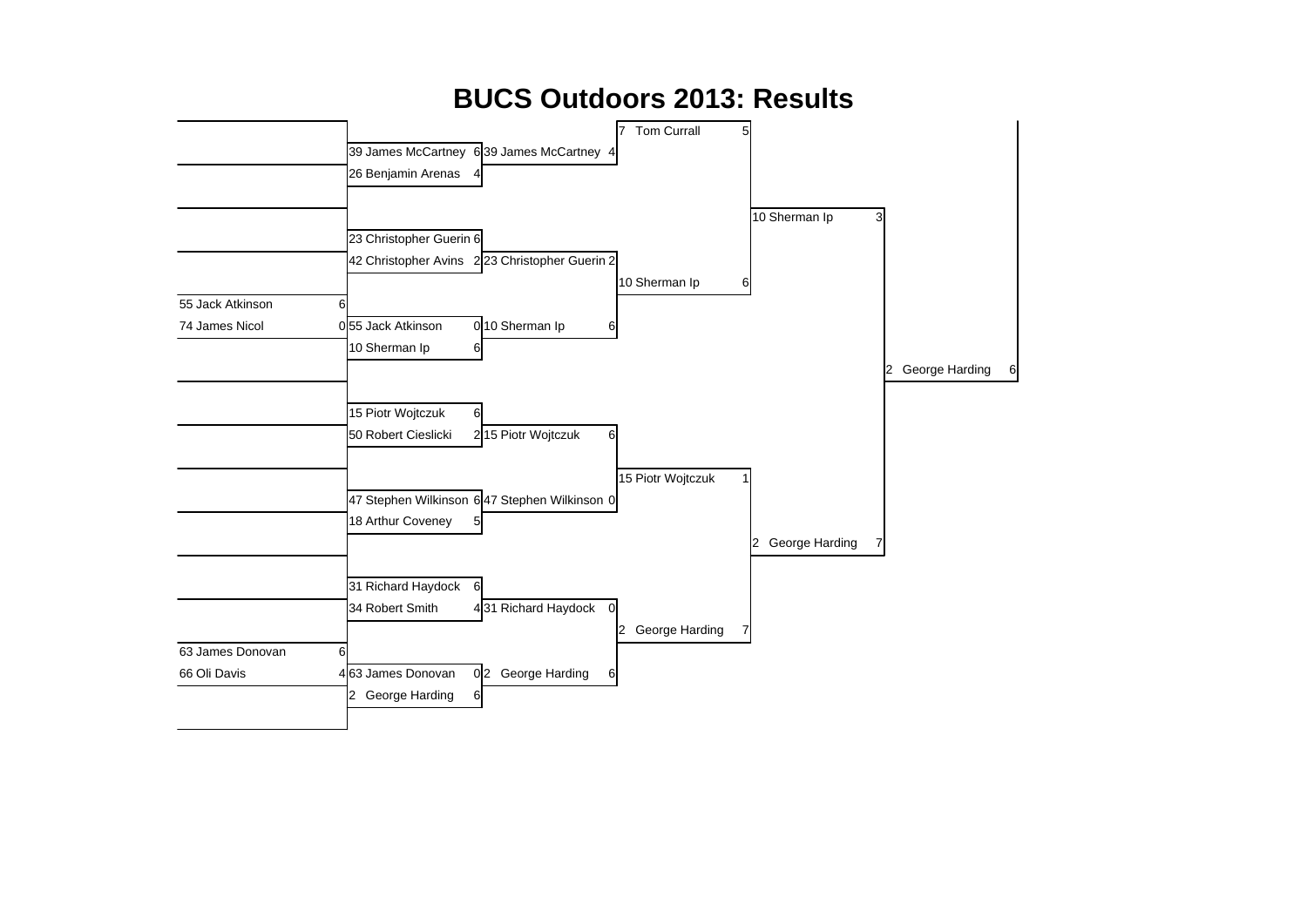# BUCS Outdoors 2013: Results

| Round 1 | Round 2 | Round 3 | Quarter-final | Semi-final | Final |
|---|---|---|---|---|---|
| | 39 James McCartney 6 | 39 James McCartney 4 | 7 Tom Currall 5 | 10 Sherman Ip 3 | 2 George Harding 6 |
| | 26 Benjamin Arenas 4 | | | | |
| | 23 Christopher Guerin 6 | 23 Christopher Guerin 2 | 10 Sherman Ip 6 | | |
| | 42 Christopher Avins 2 | | | | |
| 55 Jack Atkinson 6 | 55 Jack Atkinson 0 | 10 Sherman Ip 6 | | | |
| 74 James Nicol 0 | 10 Sherman Ip 6 | | | | |
| | 15 Piotr Wojtczuk 6 | 15 Piotr Wojtczuk 6 | 15 Piotr Wojtczuk 1 | 2 George Harding 7 | |
| | 50 Robert Cieslicki 2 | | | | |
| | 47 Stephen Wilkinson 6 | 47 Stephen Wilkinson 0 | | | |
| | 18 Arthur Coveney 5 | | | | |
| | 31 Richard Haydock 6 | 31 Richard Haydock 0 | 2 George Harding 7 | | |
| | 34 Robert Smith 4 | | | | |
| 63 James Donovan 6 | 63 James Donovan 0 | 2 George Harding 6 | | | |
| 66 Oli Davis 4 | 2 George Harding 6 | | | | |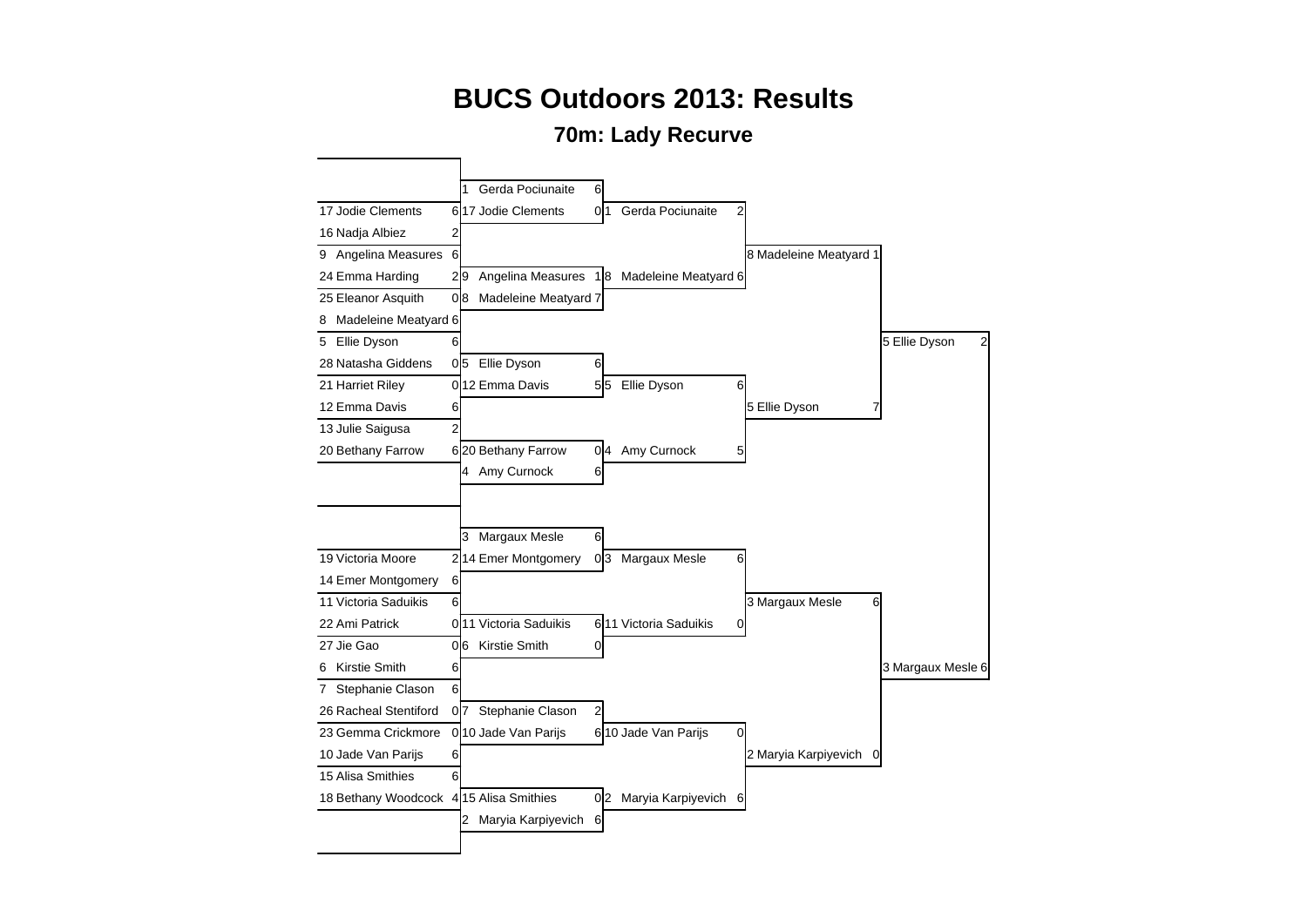# BUCS Outdoors 2013: Results

## 70m: Lady Recurve

| Round of 32 | | Round of 16 | | Quarter-finals | | Semi-finals | | Final | |
|---|---|---|---|---|---|---|---|---|---|
| | | 1 Gerda Pociunaite | 6 | | | | | | |
| 17 Jodie Clements | 6 | 17 Jodie Clements | 0 | 1 Gerda Pociunaite | 2 | | | | |
| 16 Nadja Albiez | 2 | | | | | | | | |
| 9 Angelina Measures | 6 | | | | | 8 Madeleine Meatyard | 1 | | |
| 24 Emma Harding | 2 | 9 Angelina Measures | 1 | 8 Madeleine Meatyard | 6 | | | | |
| 25 Eleanor Asquith | 0 | 8 Madeleine Meatyard | 7 | | | | | | |
| 8 Madeleine Meatyard | 6 | | | | | | | | |
| 5 Ellie Dyson | 6 | | | | | | | 5 Ellie Dyson | 2 |
| 28 Natasha Giddens | 0 | 5 Ellie Dyson | 6 | | | | | | |
| 21 Harriet Riley | 0 | 12 Emma Davis | 5 | 5 Ellie Dyson | 6 | | | | |
| 12 Emma Davis | 6 | | | | | 5 Ellie Dyson | 7 | | |
| 13 Julie Saigusa | 2 | | | | | | | | |
| 20 Bethany Farrow | 6 | 20 Bethany Farrow | 0 | 4 Amy Curnock | 5 | | | | |
| | | 4 Amy Curnock | 6 | | | | | | |
| | | 3 Margaux Mesle | 6 | | | | | | |
| 19 Victoria Moore | 2 | 14 Emer Montgomery | 0 | 3 Margaux Mesle | 6 | | | | |
| 14 Emer Montgomery | 6 | | | | | | | | |
| 11 Victoria Saduikis | 6 | | | | | 3 Margaux Mesle | 6 | | |
| 22 Ami Patrick | 0 | 11 Victoria Saduikis | 6 | 11 Victoria Saduikis | 0 | | | | |
| 27 Jie Gao | 0 | 6 Kirstie Smith | 0 | | | | | | |
| 6 Kirstie Smith | 6 | | | | | | | 3 Margaux Mesle | 6 |
| 7 Stephanie Clason | 6 | | | | | | | | |
| 26 Racheal Stentiford | 0 | 7 Stephanie Clason | 2 | | | | | | |
| 23 Gemma Crickmore | 0 | 10 Jade Van Parijs | 6 | 10 Jade Van Parijs | 0 | | | | |
| 10 Jade Van Parijs | 6 | | | | | 2 Maryia Karpiyevich | 0 | | |
| 15 Alisa Smithies | 6 | | | | | | | | |
| 18 Bethany Woodcock | 4 | 15 Alisa Smithies | 0 | 2 Maryia Karpiyevich | 6 | | | | |
| | | 2 Maryia Karpiyevich | 6 | | | | | | |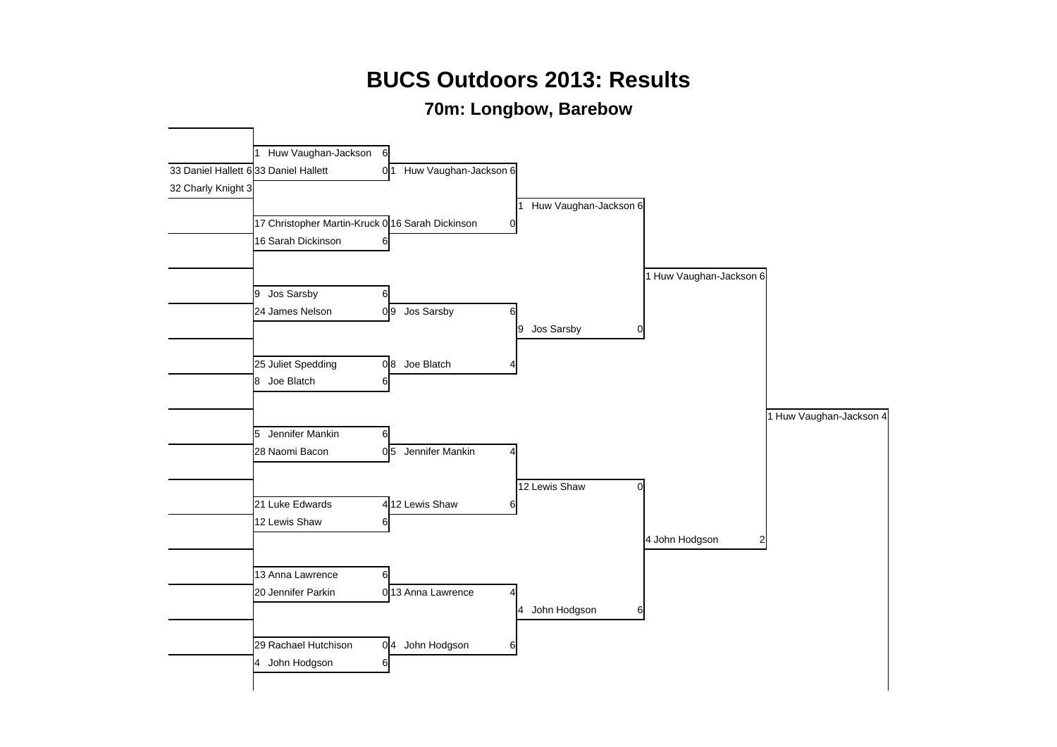# BUCS Outdoors 2013: Results

## 70m: Longbow, Barebow

### Preliminary Round

| Archer | Score |
|---|---|
| 33 Daniel Hallett | 6 |
| 32 Charly Knight | 3 |

### Round of 16

| Archer | Score |
|---|---|
| 1 Huw Vaughan-Jackson | 6 |
| 33 Daniel Hallett | 0 |
| 17 Christopher Martin-Kruck | 0 |
| 16 Sarah Dickinson | 6 |
| 9 Jos Sarsby | 6 |
| 24 James Nelson | 0 |
| 25 Juliet Spedding | 0 |
| 8 Joe Blatch | 6 |
| 5 Jennifer Mankin | 6 |
| 28 Naomi Bacon | 0 |
| 21 Luke Edwards | 4 |
| 12 Lewis Shaw | 6 |
| 13 Anna Lawrence | 6 |
| 20 Jennifer Parkin | 0 |
| 29 Rachael Hutchison | 0 |
| 4 John Hodgson | 6 |

### Quarter-Finals

| Archer | Score |
|---|---|
| 1 Huw Vaughan-Jackson | 6 |
| 16 Sarah Dickinson | 0 |
| 9 Jos Sarsby | 6 |
| 8 Joe Blatch | 4 |
| 5 Jennifer Mankin | 4 |
| 12 Lewis Shaw | 6 |
| 13 Anna Lawrence | 4 |
| 4 John Hodgson | 6 |

### Semi-Finals

| Archer | Score |
|---|---|
| 1 Huw Vaughan-Jackson | 6 |
| 9 Jos Sarsby | 0 |
| 12 Lewis Shaw | 0 |
| 4 John Hodgson | 6 |

### Final

| Archer | Score |
|---|---|
| 1 Huw Vaughan-Jackson | 6 |
| 4 John Hodgson | 2 |

### Winner

| Archer | Score |
|---|---|
| 1 Huw Vaughan-Jackson | 4 |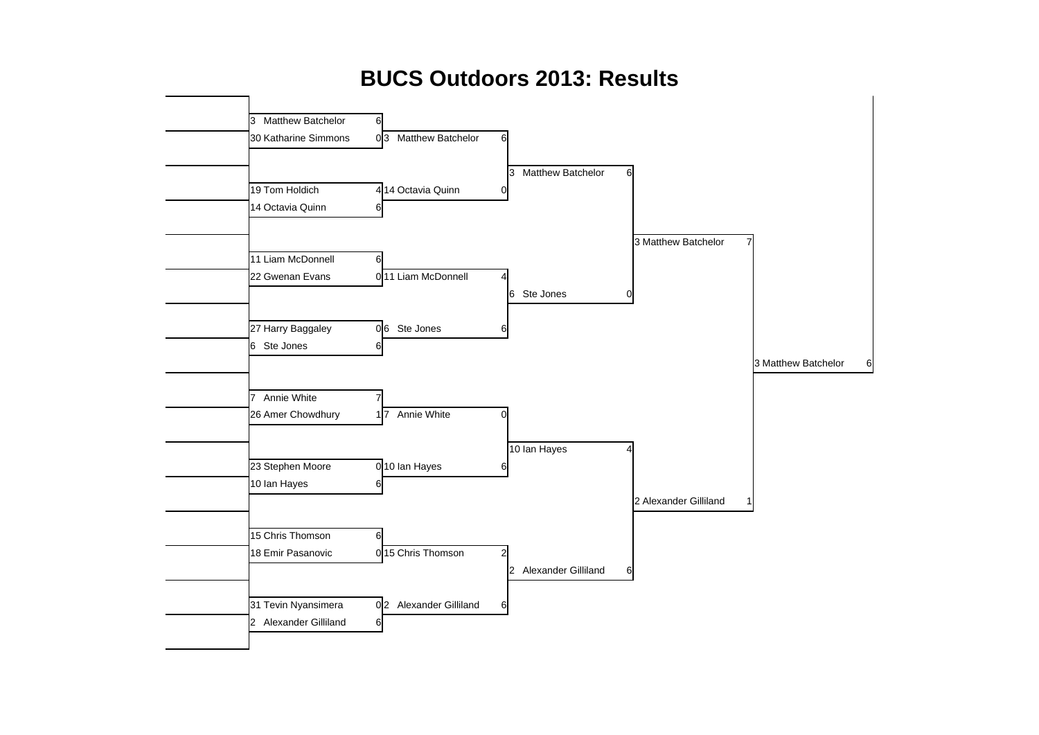# BUCS Outdoors 2013: Results

3 Matthew Batchelor 6
30 Katharine Simmons 0
19 Tom Holdich 4
14 Octavia Quinn 6
11 Liam McDonnell 6
22 Gwenan Evans 0
27 Harry Baggaley 0
6 Ste Jones 6
7 Annie White 7
26 Amer Chowdhury 1
23 Stephen Moore 0
10 Ian Hayes 6
15 Chris Thomson 6
18 Emir Pasanovic 0
31 Tevin Nyansimera 0
2 Alexander Gilliland 6

3 Matthew Batchelor 6
14 Octavia Quinn 0
11 Liam McDonnell 4
6 Ste Jones 6
7 Annie White 0
10 Ian Hayes 6
15 Chris Thomson 2
2 Alexander Gilliland 6

3 Matthew Batchelor 6
6 Ste Jones 0
10 Ian Hayes 4
2 Alexander Gilliland 6

3 Matthew Batchelor 7
2 Alexander Gilliland 1

3 Matthew Batchelor 6